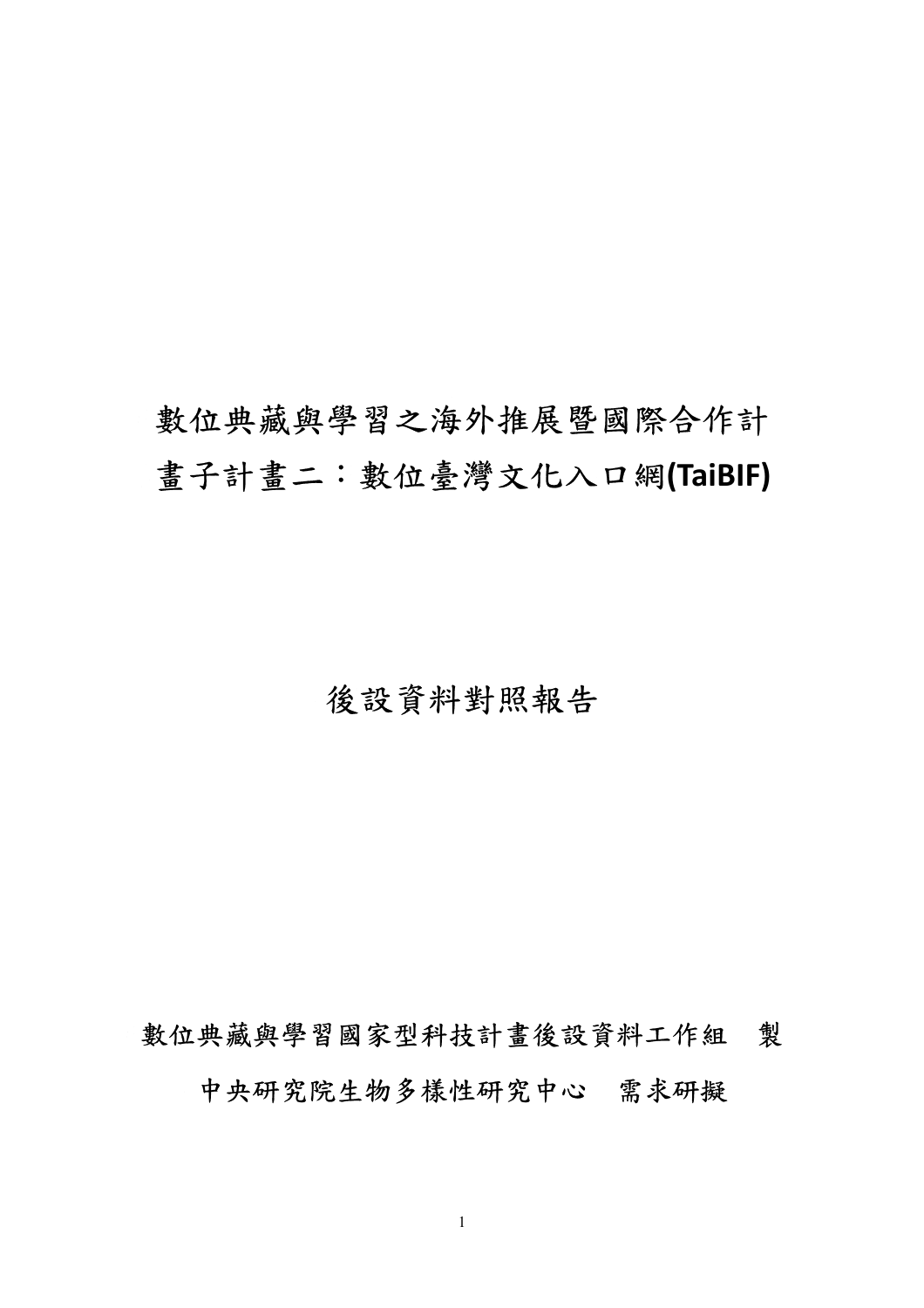# 數位典藏與學習之海外推展暨國際合作計畫子計畫二：數位臺灣文化入口網(TaiBIF)

## 後設資料對照報告

數位典藏與學習國家型科技計畫後設資料工作組　製

中央研究院生物多樣性研究中心　需求研擬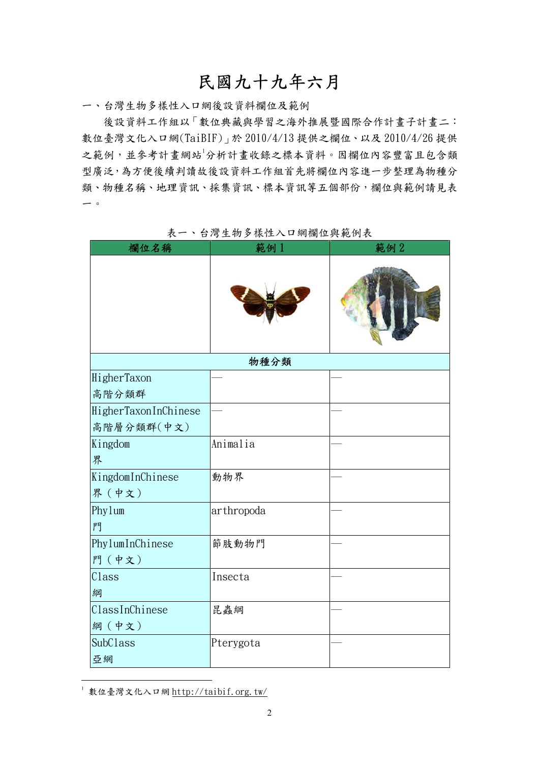# 民國九十九年六月

## 一、台灣生物多樣性入口網後設資料欄位及範例

後設資料工作組以「數位典藏與學習之海外推展暨國際合作計畫子計畫二：數位臺灣文化入口網(TaiBIF)」於 2010/4/13 提供之欄位、以及 2010/4/26 提供之範例，並參考計畫網站[1]分析計畫收錄之標本資料。因欄位內容豐富且包含類型廣泛，為方便後續判讀故後設資料工作組首先將欄位內容進一步整理為物種分類、物種名稱、地理資訊、採集資訊、標本資訊等五個部份，欄位與範例請見表一。

表一、台灣生物多樣性入口網欄位與範例表

| 欄位名稱 | 範例 1 | 範例 2 |
| --- | --- | --- |
| | | |
| **物種分類** | | |
| HigherTaxon<br>高階分類群 | — | — |
| HigherTaxonInChinese<br>高階層分類群(中文) | — | — |
| Kingdom<br>界 | Animalia | — |
| KingdomInChinese<br>界（中文） | 動物界 | — |
| Phylum<br>門 | arthropoda | — |
| PhylumInChinese<br>門（中文） | 節肢動物門 | — |
| Class<br>綱 | Insecta | — |
| ClassInChinese<br>綱（中文） | 昆蟲綱 | — |
| SubClass<br>亞綱 | Pterygota | — |

[1] 數位臺灣文化入口網 http://taibif.org.tw/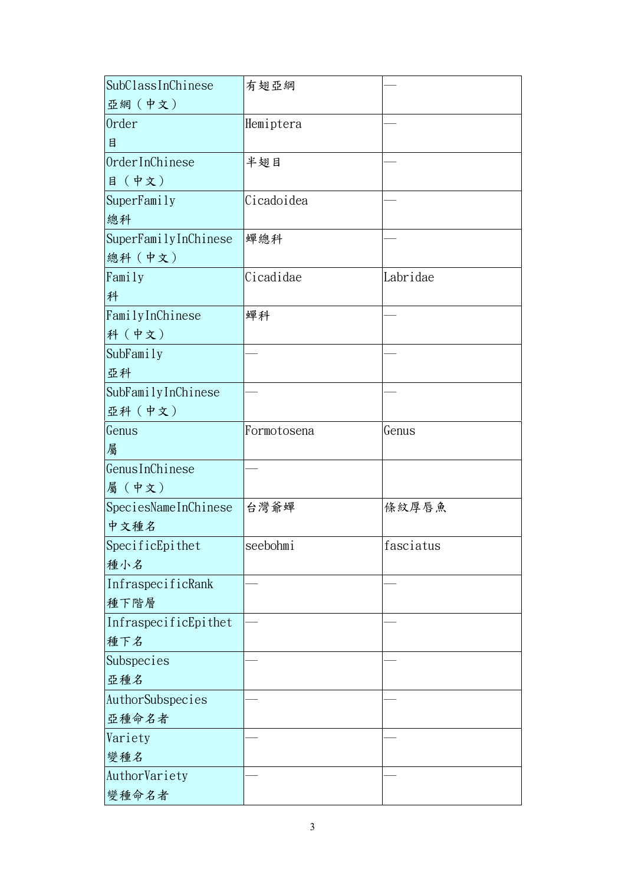| SubClassInChinese 亞綱（中文） | 有翅亞綱 | — |
| --- | --- | --- |
| Order 目 | Hemiptera | — |
| OrderInChinese 目（中文） | 半翅目 | — |
| SuperFamily 總科 | Cicadoidea | — |
| SuperFamilyInChinese 總科（中文） | 蟬總科 | — |
| Family 科 | Cicadidae | Labridae |
| FamilyInChinese 科（中文） | 蟬科 | — |
| SubFamily 亞科 | — | — |
| SubFamilyInChinese 亞科（中文） | — | — |
| Genus 屬 | Formotosena | Genus |
| GenusInChinese 屬（中文） | — | |
| SpeciesNameInChinese 中文種名 | 台灣爺蟬 | 條紋厚唇魚 |
| SpecificEpithet 種小名 | seebohmi | fasciatus |
| InfraspecificRank 種下階層 | — | — |
| InfraspecificEpithet 種下名 | — | — |
| Subspecies 亞種名 | — | — |
| AuthorSubspecies 亞種命名者 | — | — |
| Variety 變種名 | — | — |
| AuthorVariety 變種命名者 | — | — |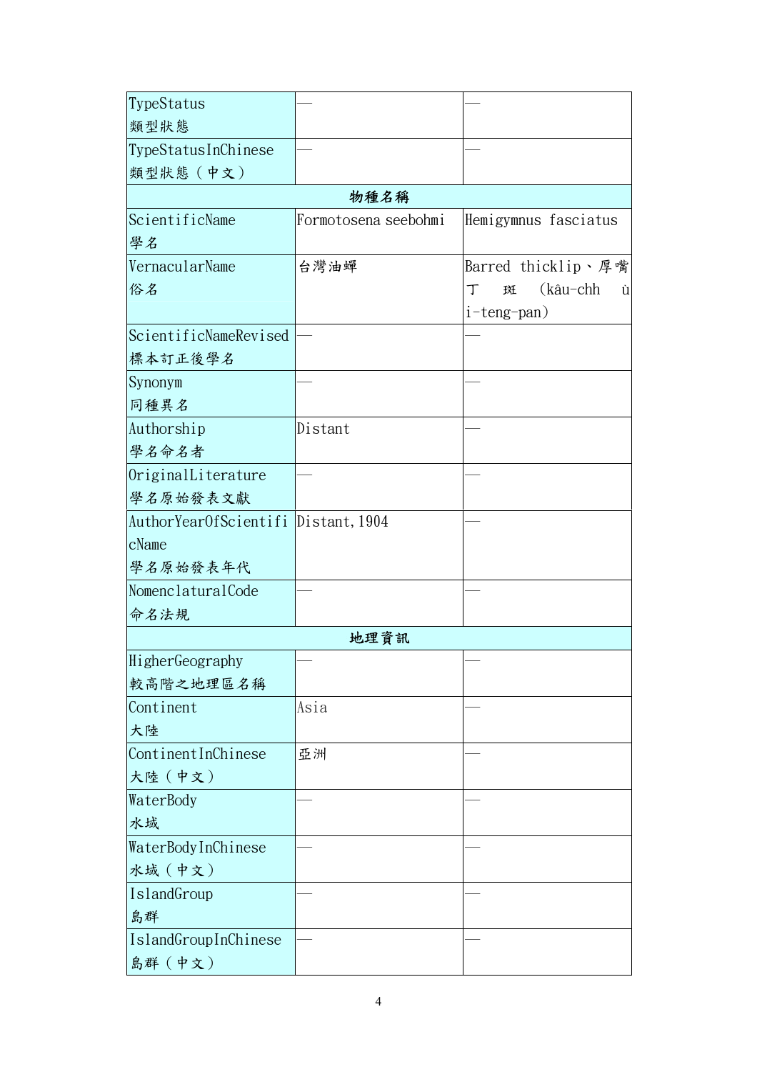| TypeStatus 類型狀態 | — | — |
| --- | --- | --- |
| TypeStatusInChinese 類型狀態（中文） | — | — |
| **物種名稱** | | |
| ScientificName 學名 | Formotosena seebohmi | Hemigymnus fasciatus |
| VernacularName 俗名 | 台灣油蟬 | Barred thicklip、厚嘴丁斑 (kâu-chhùi-teng-pan) |
| ScientificNameRevised 標本訂正後學名 | — | — |
| Synonym 同種異名 | — | — |
| Authorship 學名命名者 | Distant | — |
| OriginalLiterature 學名原始發表文獻 | — | — |
| AuthorYearOfScientificName 學名原始發表年代 | Distant, 1904 | — |
| NomenclaturalCode 命名法規 | — | — |
| **地理資訊** | | |
| HigherGeography 較高階之地理區名稱 | — | — |
| Continent 大陸 | Asia | — |
| ContinentInChinese 大陸（中文） | 亞洲 | — |
| WaterBody 水域 | — | — |
| WaterBodyInChinese 水域（中文） | — | — |
| IslandGroup 島群 | — | — |
| IslandGroupInChinese 島群（中文） | — | — |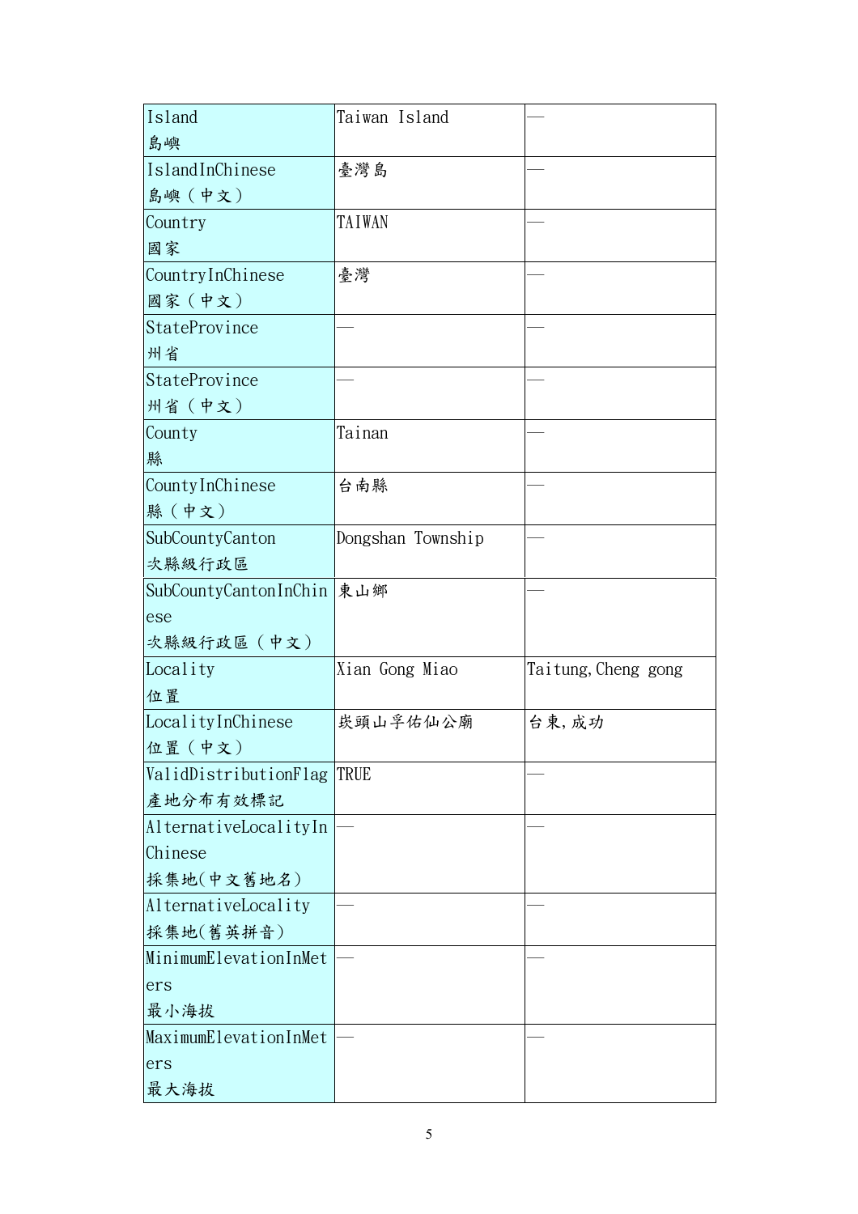| Island<br>島嶼 | Taiwan Island | — |
|---|---|---|
| IslandInChinese<br>島嶼（中文） | 臺灣島 | — |
| Country<br>國家 | TAIWAN | — |
| CountryInChinese<br>國家（中文） | 臺灣 | — |
| StateProvince<br>州省 | — | — |
| StateProvince<br>州省（中文） | — | — |
| County<br>縣 | Tainan | — |
| CountyInChinese<br>縣（中文） | 台南縣 | — |
| SubCountyCanton<br>次縣級行政區 | Dongshan Township | — |
| SubCountyCantonInChinese<br>次縣級行政區（中文） | 東山鄉 | — |
| Locality<br>位置 | Xian Gong Miao | Taitung,Cheng gong |
| LocalityInChinese<br>位置（中文） | 崁頭山孚佑仙公廟 | 台東,成功 |
| ValidDistributionFlag<br>產地分布有效標記 | TRUE | — |
| AlternativeLocalityInChinese<br>採集地(中文舊地名) | — | — |
| AlternativeLocality<br>採集地(舊英拼音) | — | — |
| MinimumElevationInMeters<br>最小海拔 | — | — |
| MaximumElevationInMeters<br>最大海拔 | — | — |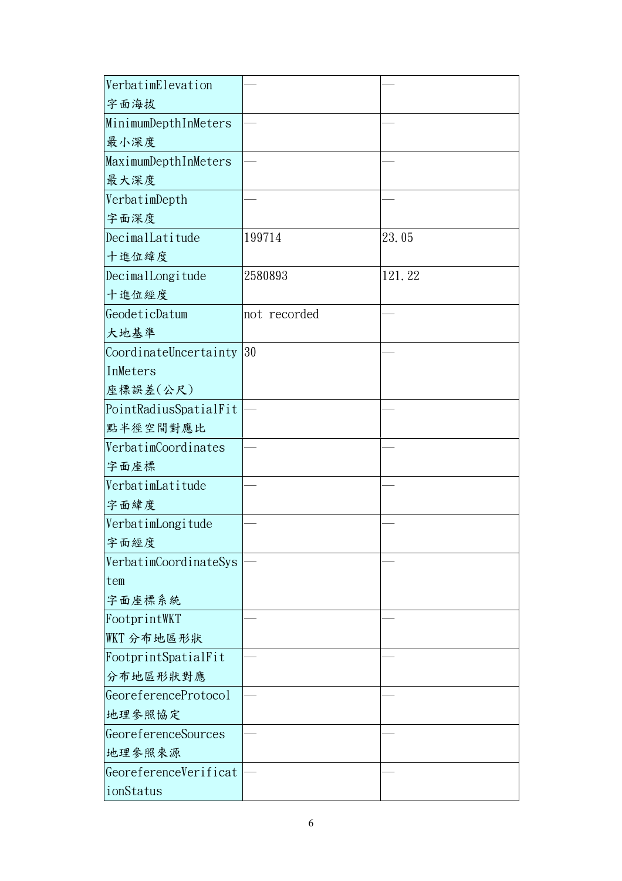| | | |
|---|---|---|
| VerbatimElevation<br>字面海拔 | — | — |
| MinimumDepthInMeters<br>最小深度 | — | — |
| MaximumDepthInMeters<br>最大深度 | — | — |
| VerbatimDepth<br>字面深度 | — | — |
| DecimalLatitude<br>十進位緯度 | 199714 | 23.05 |
| DecimalLongitude<br>十進位經度 | 2580893 | 121.22 |
| GeodeticDatum<br>大地基準 | not recorded | — |
| CoordinateUncertaintyInMeters<br>座標誤差(公尺) | 30 | — |
| PointRadiusSpatialFit<br>點半徑空間對應比 | — | — |
| VerbatimCoordinates<br>字面座標 | — | — |
| VerbatimLatitude<br>字面緯度 | — | — |
| VerbatimLongitude<br>字面經度 | — | — |
| VerbatimCoordinateSystem<br>字面座標系統 | — | — |
| FootprintWKT<br>WKT 分布地區形狀 | — | — |
| FootprintSpatialFit<br>分布地區形狀對應 | — | — |
| GeoreferenceProtocol<br>地理參照協定 | — | — |
| GeoreferenceSources<br>地理參照來源 | — | — |
| GeoreferenceVerificationStatus | — | — |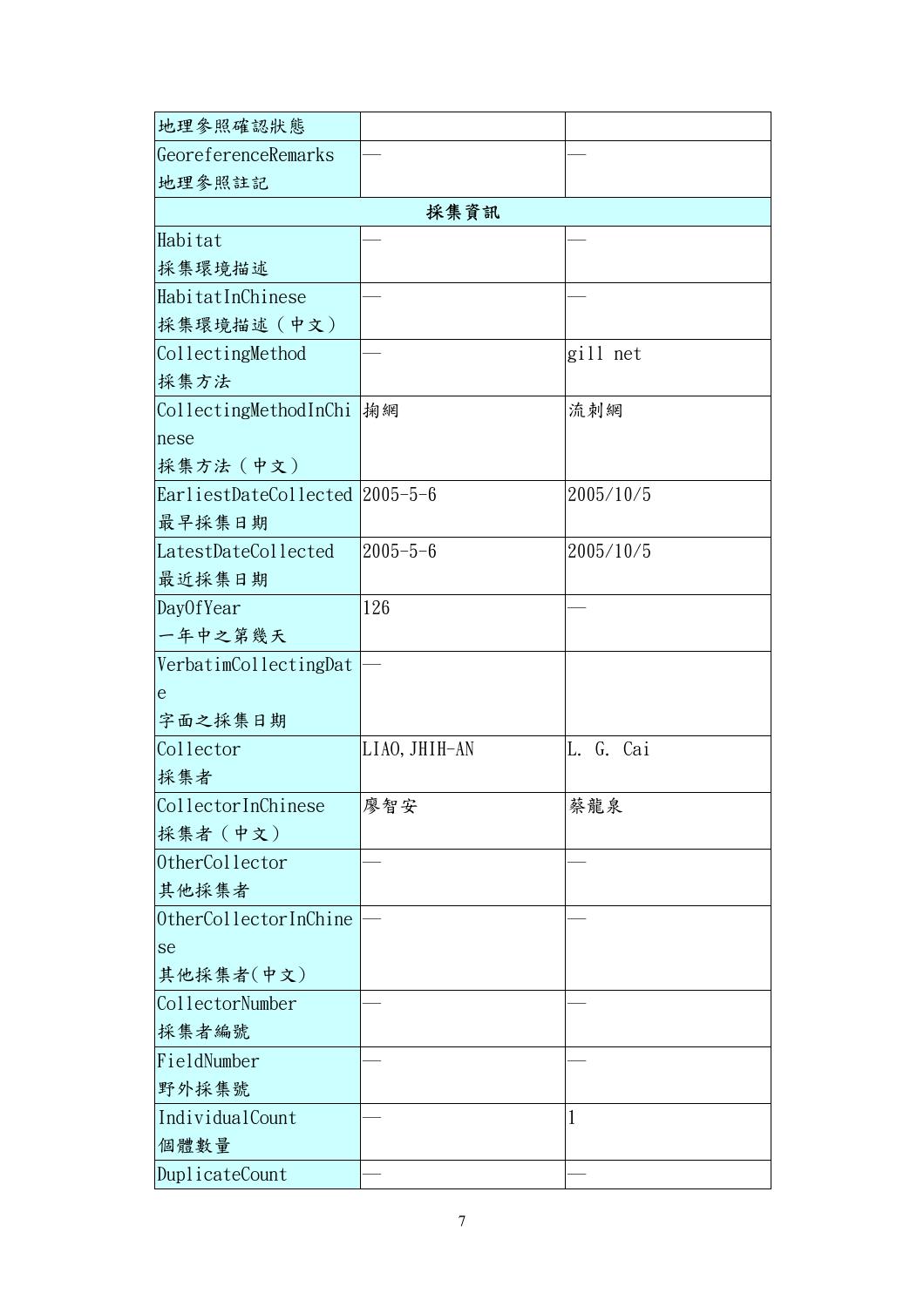| 地理參照確認狀態 | | |
|---|---|---|
| GeoreferenceRemarks<br>地理參照註記 | — | — |
| **採集資訊** | | |
| Habitat<br>採集環境描述 | — | — |
| HabitatInChinese<br>採集環境描述（中文） | — | — |
| CollectingMethod<br>採集方法 | — | gill net |
| CollectingMethodInChinese<br>採集方法（中文） | 掬網 | 流刺網 |
| EarliestDateCollected<br>最早採集日期 | 2005-5-6 | 2005/10/5 |
| LatestDateCollected<br>最近採集日期 | 2005-5-6 | 2005/10/5 |
| DayOfYear<br>一年中之第幾天 | 126 | — |
| VerbatimCollectingDate<br>字面之採集日期 | — | |
| Collector<br>採集者 | LIAO,JHIH-AN | L. G. Cai |
| CollectorInChinese<br>採集者（中文） | 廖智安 | 蔡龍泉 |
| OtherCollector<br>其他採集者 | — | — |
| OtherCollectorInChinese<br>其他採集者(中文) | — | — |
| CollectorNumber<br>採集者編號 | — | — |
| FieldNumber<br>野外採集號 | — | — |
| IndividualCount<br>個體數量 | — | 1 |
| DuplicateCount | — | — |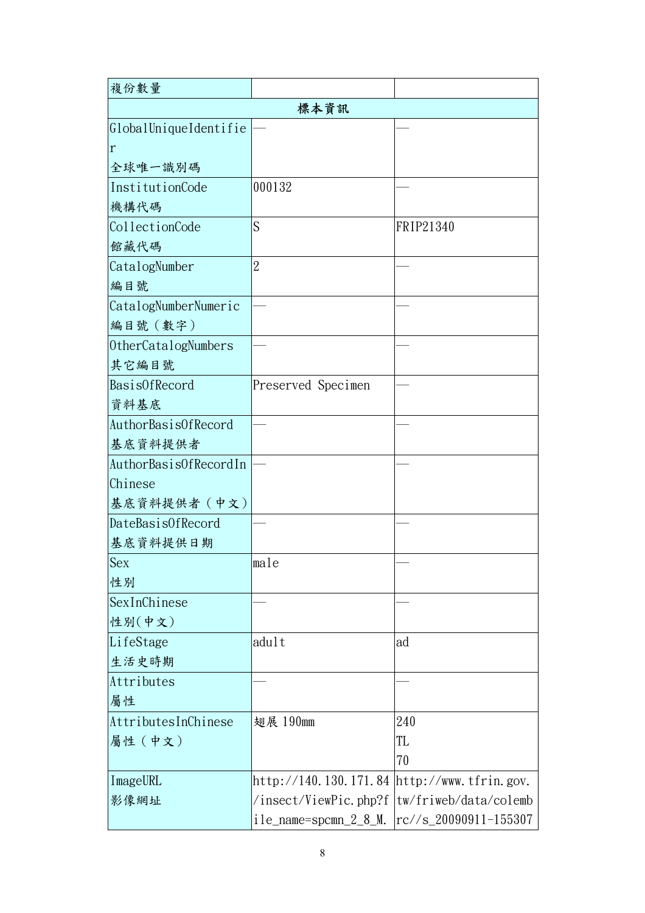| 複份數量 | | |
|---|---|---|
| 標本資訊 | | |
| GlobalUniqueIdentifier<br>全球唯一識別碼 | — | — |
| InstitutionCode<br>機構代碼 | 000132 | — |
| CollectionCode<br>館藏代碼 | S | FRIP21340 |
| CatalogNumber<br>編目號 | 2 | — |
| CatalogNumberNumeric<br>編目號（數字） | — | — |
| OtherCatalogNumbers<br>其它編目號 | — | — |
| BasisOfRecord<br>資料基底 | Preserved Specimen | — |
| AuthorBasisOfRecord<br>基底資料提供者 | — | — |
| AuthorBasisOfRecordInChinese<br>基底資料提供者（中文） | — | — |
| DateBasisOfRecord<br>基底資料提供日期 | — | — |
| Sex<br>性別 | male | — |
| SexInChinese<br>性別(中文) | — | — |
| LifeStage<br>生活史時期 | adult | ad |
| Attributes<br>屬性 | — | — |
| AttributesInChinese<br>屬性（中文） | 翅展 190mm | 240<br>TL<br>70 |
| ImageURL<br>影像網址 | http://140.130.171.84/insect/ViewPic.php?file_name=spcmn_2_8_M. | http://www.tfrin.gov.tw/friweb/data/colembrc//s_20090911-155307 |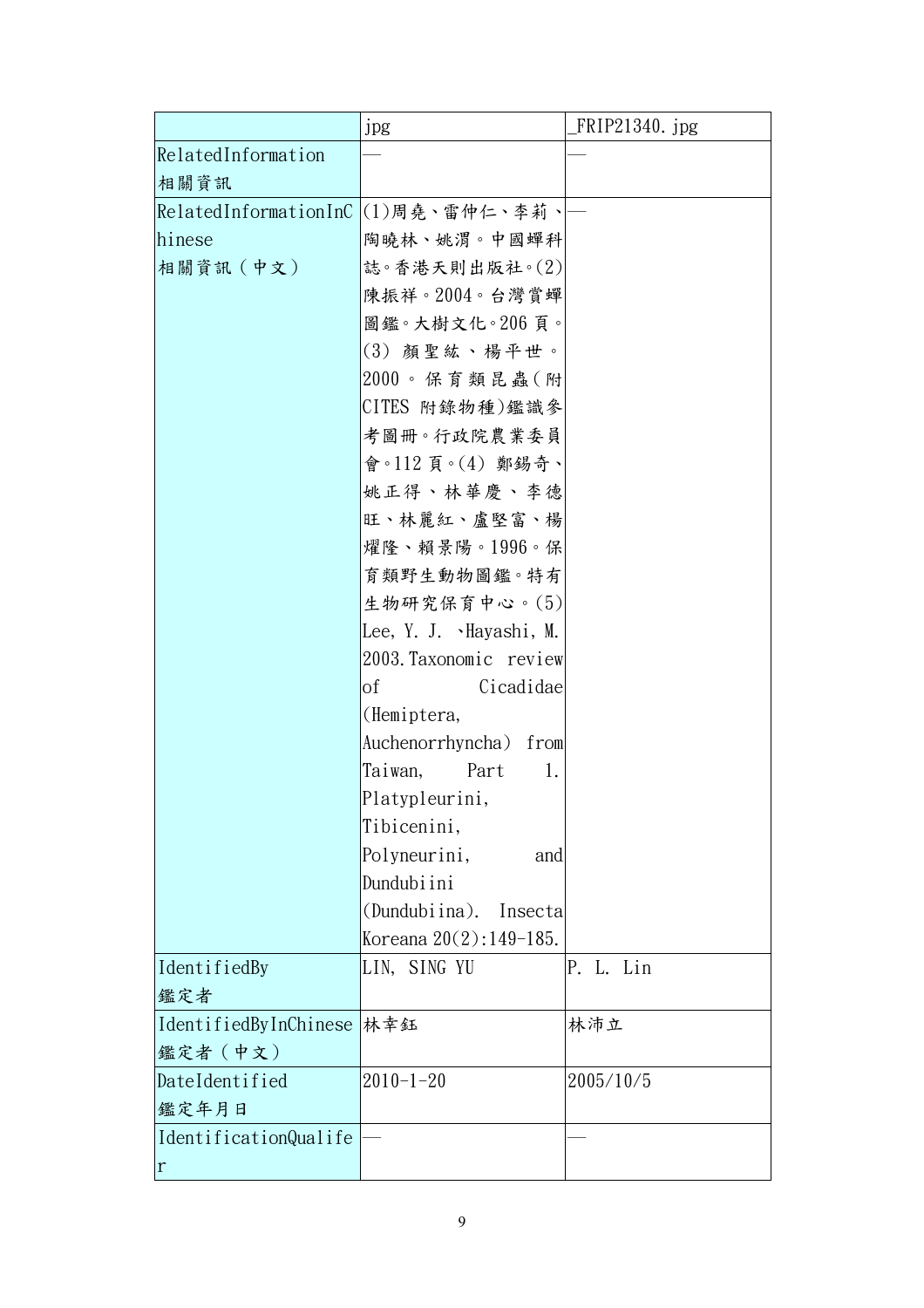| | jpg | _FRIP21340.jpg |
|---|---|---|
| RelatedInformation 相關資訊 | — | — |
| RelatedInformationInChinese 相關資訊（中文） | (1)周堯、雷仲仁、李莉、陶曉林、姚渭。中國蟬科誌。香港天則出版社。(2)陳振祥。2004。台灣賞蟬圖鑑。大樹文化。206 頁。(3) 顏聖紘、楊平世。2000。保育類昆蟲(附 CITES 附錄物種)鑑識參考圖冊。行政院農業委員會。112 頁。(4) 鄭錫奇、姚正得、林華慶、李德旺、林麗紅、盧堅富、楊耀隆、賴景陽。1996。保育類野生動物圖鑑。特有生物研究保育中心。(5) Lee, Y. J. 、Hayashi, M. 2003. Taxonomic review of Cicadidae (Hemiptera, Auchenorrhyncha) from Taiwan, Part 1. Platypleurini, Tibicenini, Polyneurini, and Dundubiini (Dundubiina). Insecta Koreana 20(2):149-185. | — |
| IdentifiedBy 鑑定者 | LIN, SING YU | P. L. Lin |
| IdentifiedByInChinese 鑑定者（中文） | 林幸鈺 | 林沛立 |
| DateIdentified 鑑定年月日 | 2010-1-20 | 2005/10/5 |
| IdentificationQualifer | — | — |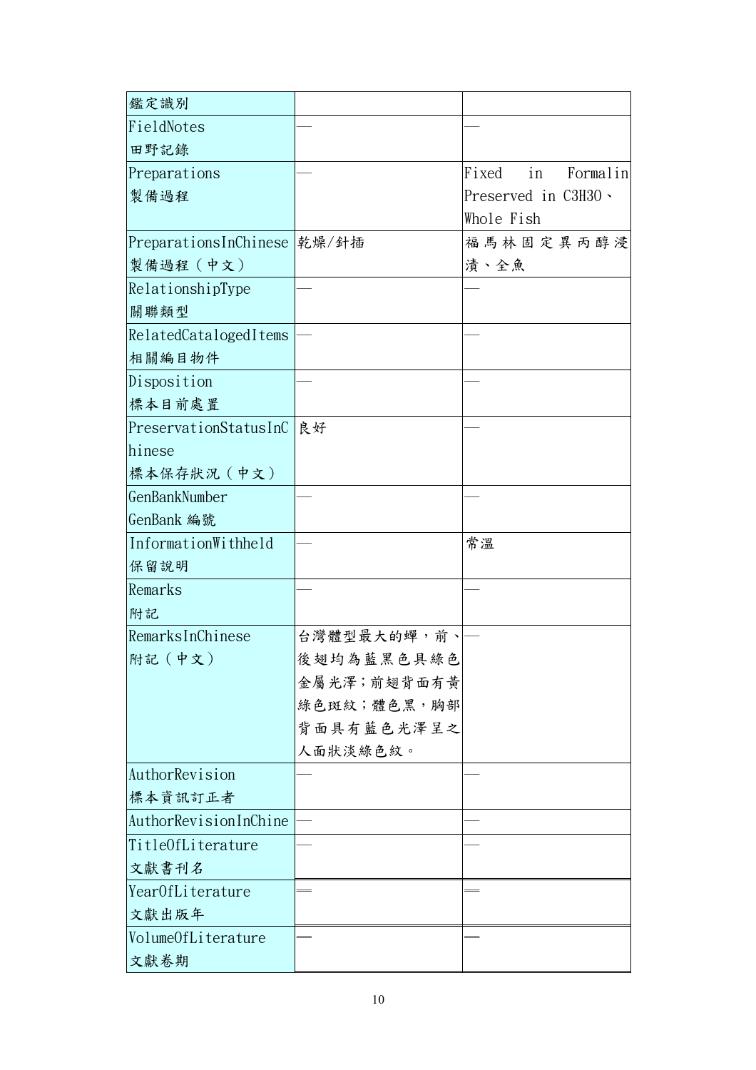| | | |
|---|---|---|
| 鑑定識別 | | |
| FieldNotes<br>田野記錄 | — | — |
| Preparations<br>製備過程 | — | Fixed in Formalin<br>Preserved in C3H3O、<br>Whole Fish |
| PreparationsInChinese<br>製備過程（中文） | 乾燥/針插 | 福馬林固定異丙醇浸漬、全魚 |
| RelationshipType<br>關聯類型 | — | — |
| RelatedCatalogedItems<br>相關編目物件 | — | — |
| Disposition<br>標本目前處置 | — | — |
| PreservationStatusInChinese<br>標本保存狀況（中文） | 良好 | — |
| GenBankNumber<br>GenBank 編號 | — | — |
| InformationWithheld<br>保留說明 | — | 常溫 |
| Remarks<br>附記 | — | — |
| RemarksInChinese<br>附記（中文） | 台灣體型最大的蟬，前、後翅均為藍黑色具綠色金屬光澤；前翅背面有黃綠色斑紋；體色黑，胸部背面具有藍色光澤呈之人面狀淡綠色紋。 | — |
| AuthorRevision<br>標本資訊訂正者 | — | — |
| AuthorRevisionInChine | — | — |
| TitleOfLiterature<br>文獻書刊名 | — | — |
| YearOfLiterature<br>文獻出版年 | — | — |
| VolumeOfLiterature<br>文獻卷期 | — | — |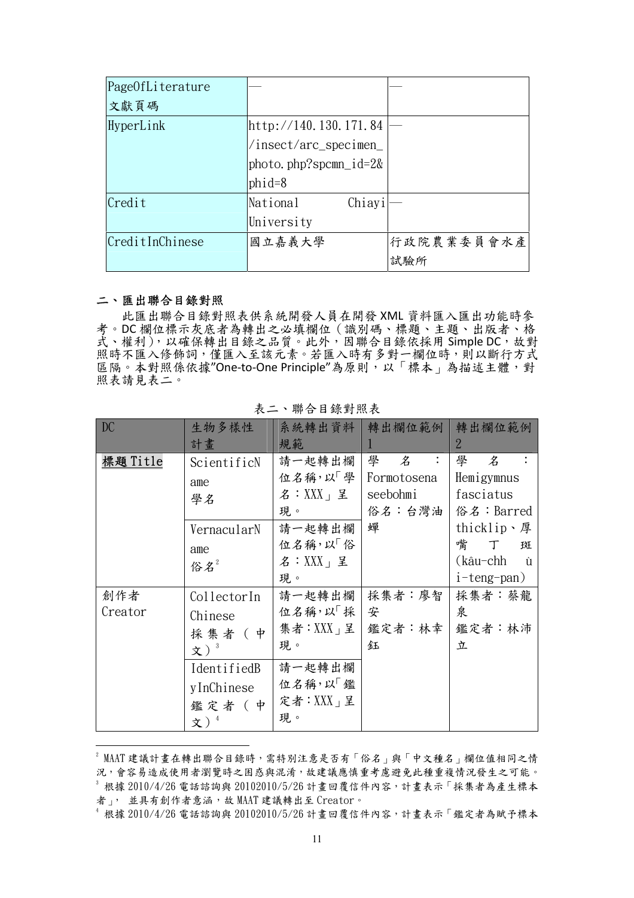| PageOfLiterature 文獻頁碼 | — | — |
|---|---|---|
| HyperLink | http://140.130.171.84/insect/arc_specimen_photo.php?spcmn_id=2&phid=8 | — |
| Credit | National Chiayi University | — |
| CreditInChinese | 國立嘉義大學 | 行政院農業委員會水產試驗所 |

## 二、匯出聯合目錄對照

此匯出聯合目錄對照表供系統開發人員在開發 XML 資料匯入匯出功能時參考。DC 欄位標示灰底者為轉出之必填欄位（識別碼、標題、主題、出版者、格式、權利），以確保轉出目錄之品質。此外，因聯合目錄依採用 Simple DC，故對照時不匯入修飾詞，僅匯入至該元素。若匯入時有多對一欄位時，則以斷行方式區隔。本對照係依據"One-to-One Principle"為原則，以「標本」為描述主體，對照表請見表二。

表二、聯合目錄對照表

| DC | 生物多樣性計畫 | 系統轉出資料規範 | 轉出欄位範例1 | 轉出欄位範例2 |
|---|---|---|---|---|
| **標題 Title** | ScientificName 學名 | 請一起轉出欄位名稱，以「學名：XXX」呈現。 | 學名：Formotosena seebohmi<br>俗名：台灣油蟬 | 學名：Hemigymnus fasciatus<br>俗名：Barred thicklip、厚嘴丁斑(kâu-chhùi-teng-pan) |
| | VernacularName 俗名[2] | 請一起轉出欄位名稱，以「俗名：XXX」呈現。 | | |
| 創作者 Creator | CollectorInChinese 採集者（中文）[3] | 請一起轉出欄位名稱，以「採集者：XXX」呈現。 | 採集者：廖智安<br>鑑定者：林幸鈺 | 採集者：蔡龍泉<br>鑑定者：林沛立 |
| | IdentifiedByInChinese 鑑定者（中文）[4] | 請一起轉出欄位名稱，以「鑑定者：XXX」呈現。 | | |

[2] MAAT 建議計畫在轉出聯合目錄時，需特別注意是否有「俗名」與「中文種名」欄位值相同之情況，會容易造成使用者瀏覽時之困惑與混淆，故建議應慎重考慮避免此種重複情況發生之可能。

[3] 根據 2010/4/26 電話諮詢與 20102010/5/26 計畫回覆信件內容，計畫表示「採集者為產生標本者」，並具有創作者意涵，故 MAAT 建議轉出至 Creator。

[4] 根據 2010/4/26 電話諮詢與 20102010/5/26 計畫回覆信件內容，計畫表示「鑑定者為賦予標本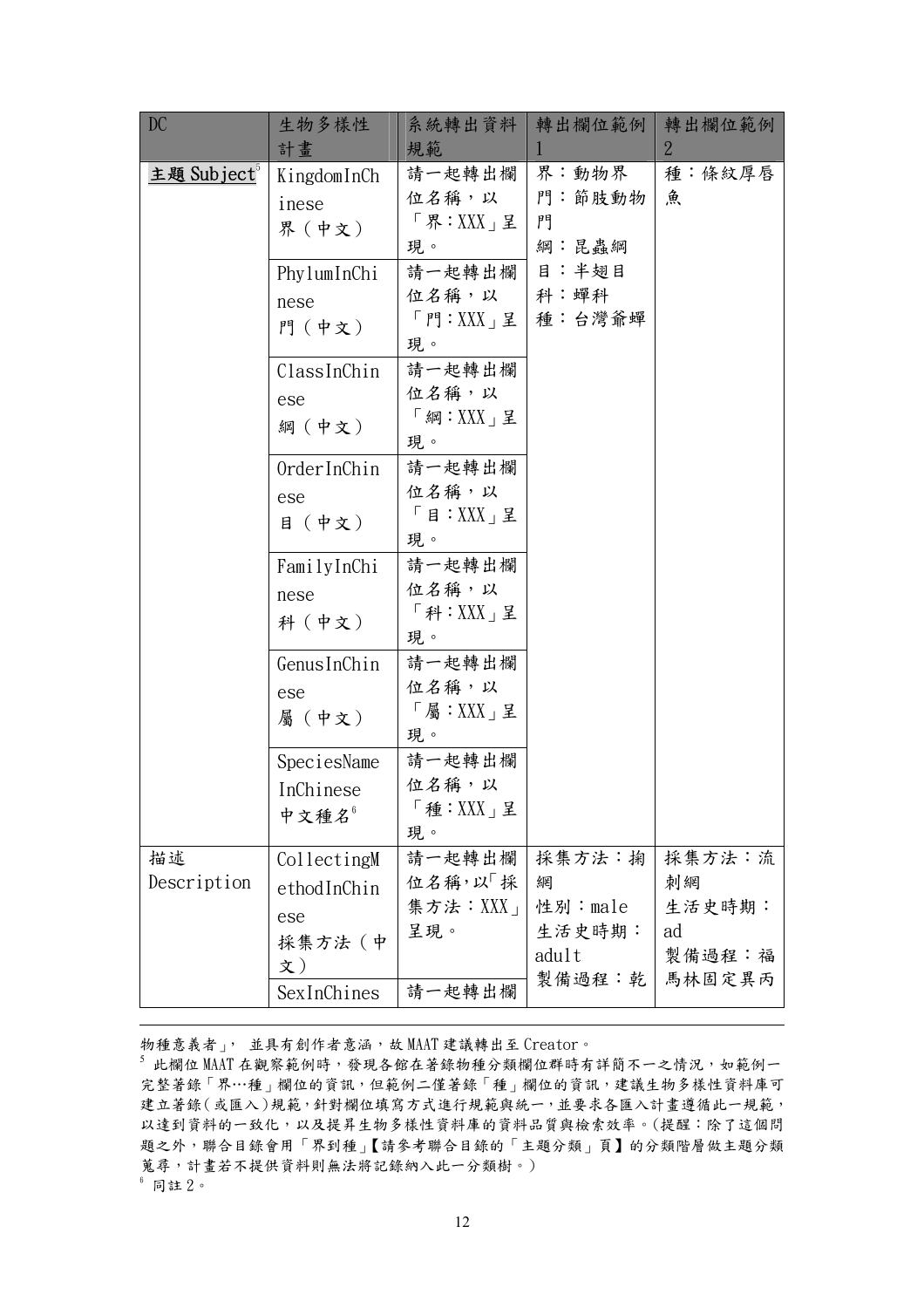| DC | 生物多樣性計畫 | 系統轉出資料規範 | 轉出欄位範例1 | 轉出欄位範例2 |
|---|---|---|---|---|
| **主題 Subject**[5] | KingdomInChinese 界（中文） | 請一起轉出欄位名稱，以「界：XXX」呈現。 | 界：動物界<br>門：節肢動物門<br>綱：昆蟲綱<br>目：半翅目<br>科：蟬科<br>種：台灣爺蟬 | 種：條紋厚唇魚 |
| | PhylumInChinese 門（中文） | 請一起轉出欄位名稱，以「門：XXX」呈現。 | | |
| | ClassInChinese 綱（中文） | 請一起轉出欄位名稱，以「綱：XXX」呈現。 | | |
| | OrderInChinese 目（中文） | 請一起轉出欄位名稱，以「目：XXX」呈現。 | | |
| | FamilyInChinese 科（中文） | 請一起轉出欄位名稱，以「科：XXX」呈現。 | | |
| | GenusInChinese 屬（中文） | 請一起轉出欄位名稱，以「屬：XXX」呈現。 | | |
| | SpeciesNameInChinese 中文種名[6] | 請一起轉出欄位名稱，以「種：XXX」呈現。 | | |
| 描述 Description | CollectingMethodInChinese 採集方法（中文） | 請一起轉出欄位名稱，以「採集方法：XXX」呈現。 | 採集方法：掬網<br>性別：male<br>生活史時期：adult<br>製備過程：乾 | 採集方法：流刺網<br>生活史時期：ad<br>製備過程：福馬林固定異丙 |
| | SexInChines | 請一起轉出欄 | | |

物種意義者」， 並具有創作者意涵，故 MAAT 建議轉出至 Creator。

[5] 此欄位 MAAT 在觀察範例時，發現各館在著錄物種分類欄位群時有詳簡不一之情況，如範例一完整著錄「界…種」欄位的資訊，但範例二僅著錄「種」欄位的資訊，建議生物多樣性資料庫可建立著錄(或匯入)規範，針對欄位填寫方式進行規範與統一，並要求各匯入計畫遵循此一規範，以達到資料的一致化，以及提昇生物多樣性資料庫的資料品質與檢索效率。(提醒：除了這個問題之外，聯合目錄會用「界到種」【請參考聯合目錄的「主題分類」頁】的分類階層做主題分類蒐尋，計畫若不提供資料則無法將記錄納入此一分類樹。)

[6] 同註 2。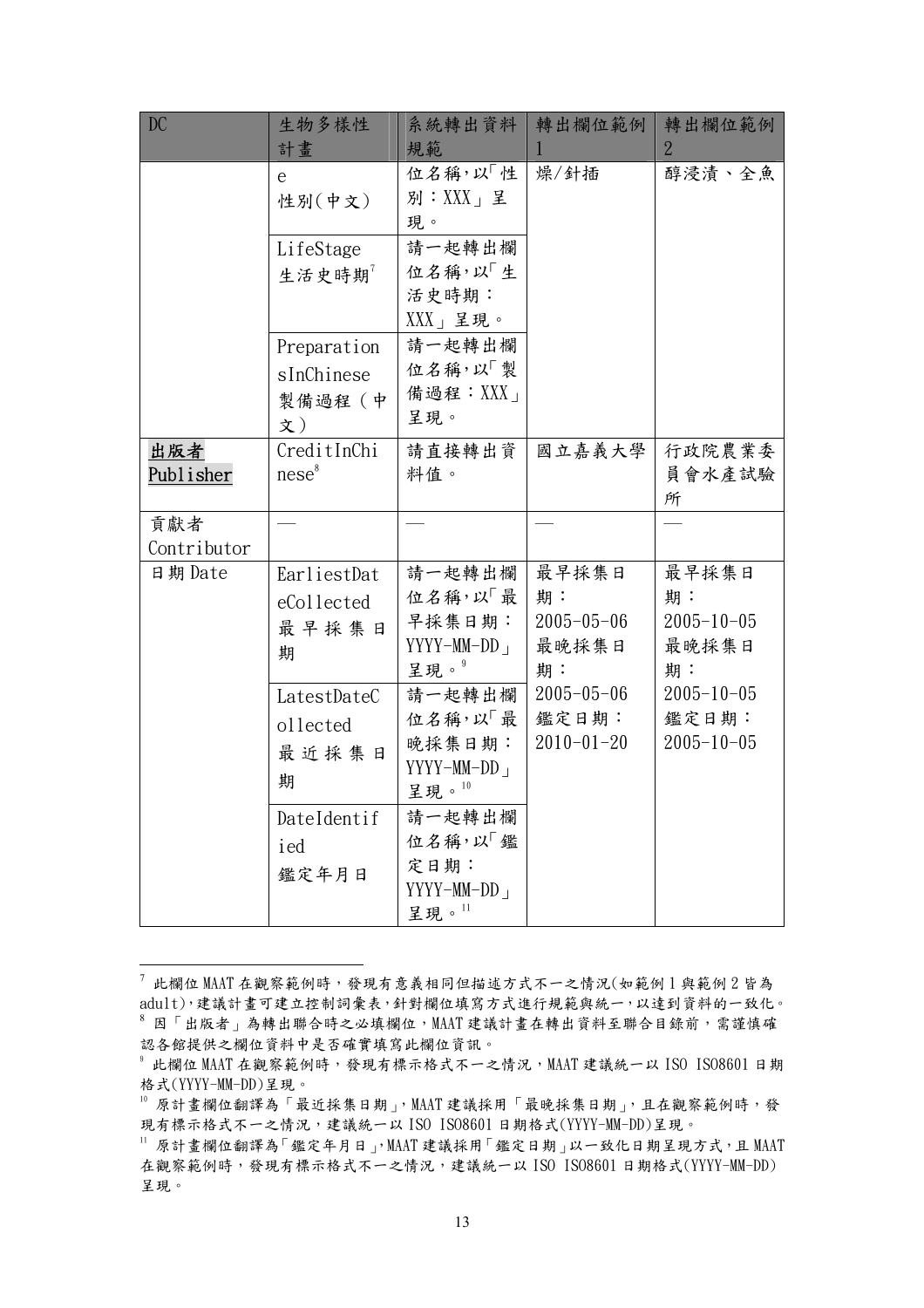| DC | 生物多樣性計畫 | 系統轉出資料規範 | 轉出欄位範例1 | 轉出欄位範例2 |
|---|---|---|---|---|
| | e<br>性別(中文) | 位名稱，以「性別：XXX」呈現。 | 燥/針插 | 醇浸漬、全魚 |
| | LifeStage<br>生活史時期[7] | 請一起轉出欄位名稱，以「生活史時期：XXX」呈現。 | | |
| | PreparationsInChinese<br>製備過程（中文） | 請一起轉出欄位名稱，以「製備過程：XXX」呈現。 | | |
| **出版者 Publisher** | CreditInChinese[8] | 請直接轉出資料值。 | 國立嘉義大學 | 行政院農業委員會水產試驗所 |
| 貢獻者 Contributor | — | — | — | — |
| 日期 Date | EarliestDateCollected<br>最早採集日期 | 請一起轉出欄位名稱，以「最早採集日期：YYYY-MM-DD」呈現。[9] | 最早採集日期：<br>2005-05-06<br>最晚採集日期：<br>2005-05-06<br>鑑定日期：<br>2010-01-20 | 最早採集日期：<br>2005-10-05<br>最晚採集日期：<br>2005-10-05<br>鑑定日期：<br>2005-10-05 |
| | LatestDateCollected<br>最近採集日期 | 請一起轉出欄位名稱，以「最晚採集日期：YYYY-MM-DD」呈現。[10] | | |
| | DateIdentified<br>鑑定年月日 | 請一起轉出欄位名稱，以「鑑定日期：YYYY-MM-DD」呈現。[11] | | |

[7] 此欄位 MAAT 在觀察範例時，發現有意義相同但描述方式不一之情況(如範例 1 與範例 2 皆為 adult)，建議計畫可建立控制詞彙表，針對欄位填寫方式進行規範與統一，以達到資料的一致化。

[8] 因「出版者」為轉出聯合時之必填欄位，MAAT 建議計畫在轉出資料至聯合目錄前，需謹慎確認各館提供之欄位資料中是否確實填寫此欄位資訊。

[9] 此欄位 MAAT 在觀察範例時，發現有標示格式不一之情況，MAAT 建議統一以 ISO ISO8601 日期格式(YYYY-MM-DD)呈現。

[10] 原計畫欄位翻譯為「最近採集日期」，MAAT 建議採用「最晚採集日期」，且在觀察範例時，發現有標示格式不一之情況，建議統一以 ISO ISO8601 日期格式(YYYY-MM-DD)呈現。

[11] 原計畫欄位翻譯為「鑑定年月日」，MAAT 建議採用「鑑定日期」以一致化日期呈現方式，且 MAAT 在觀察範例時，發現有標示格式不一之情況，建議統一以 ISO ISO8601 日期格式(YYYY-MM-DD)呈現。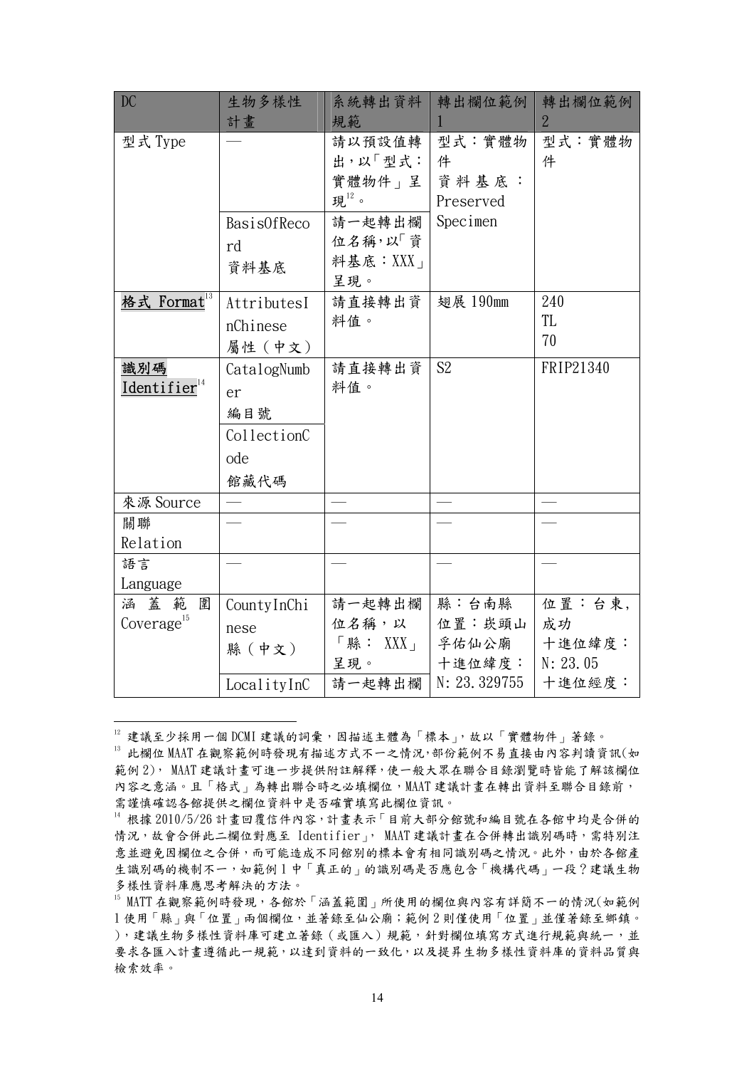| DC | 生物多樣性計畫 | 系統轉出資料規範 | 轉出欄位範例 1 | 轉出欄位範例 2 |
|---|---|---|---|---|
| 型式 Type | — | 請以預設值轉出，以「型式：實體物件」呈現[12]。 | 型式：實體物件<br>資料基底：Preserved Specimen | 型式：實體物件 |
| | BasisOfRecord<br>資料基底 | 請一起轉出欄位名稱，以「資料基底：XXX」呈現。 | | |
| **格式 Format**[13] | AttributesInChinese<br>屬性（中文） | 請直接轉出資料值。 | 翅展 190mm | 240<br>TL<br>70 |
| **識別碼 Identifier**[14] | CatalogNumber<br>編目號<br>CollectionCode<br>館藏代碼 | 請直接轉出資料值。 | S2 | FRIP21340 |
| 來源 Source | — | — | — | — |
| 關聯 Relation | — | — | — | — |
| 語言 Language | — | — | — | — |
| 涵蓋範圍 Coverage[15] | CountyInChinese<br>縣（中文） | 請一起轉出欄位名稱，以「縣：XXX」呈現。 | 縣：台南縣<br>位置：崁頭山孚佑仙公廟<br>十進位緯度：N: 23.329755 | 位置：台東，成功<br>十進位緯度：N: 23.05<br>十進位經度： |
| | LocalityInC | 請一起轉出欄 | | |

[12] 建議至少採用一個 DCMI 建議的詞彙，因描述主體為「標本」，故以「實體物件」著錄。

[13] 此欄位 MAAT 在觀察範例時發現有描述方式不一之情況，部份範例不易直接由內容判讀資訊(如範例 2)， MAAT 建議計畫可進一步提供附註解釋，使一般大眾在聯合目錄瀏覽時皆能了解該欄位內容之意涵。且「格式」為轉出聯合時之必填欄位，MAAT 建議計畫在轉出資料至聯合目錄前，需謹慎確認各館提供之欄位資料中是否確實填寫此欄位資訊。

[14] 根據 2010/5/26 計畫回覆信件內容，計畫表示「目前大部分館號和編目號在各館中均是合併的情況，故會合併此二欄位對應至 Identifier」， MAAT 建議計畫在合併轉出識別碼時，需特別注意並避免因欄位之合併，而可能造成不同館別的標本會有相同識別碼之情況。此外，由於各館產生識別碼的機制不一，如範例 1 中「真正的」的識別碼是否應包含「機構代碼」一段？建議生物多樣性資料庫應思考解決的方法。

[15] MATT 在觀察範例時發現，各館於「涵蓋範圍」所使用的欄位與內容有詳簡不一的情況(如範例 1 使用「縣」與「位置」兩個欄位，並著錄至仙公廟；範例 2 則僅使用「位置」並僅著錄至鄉鎮。)，建議生物多樣性資料庫可建立著錄（或匯入）規範，針對欄位填寫方式進行規範與統一，並要求各匯入計畫遵循此一規範，以達到資料的一致化，以及提昇生物多樣性資料庫的資料品質與檢索效率。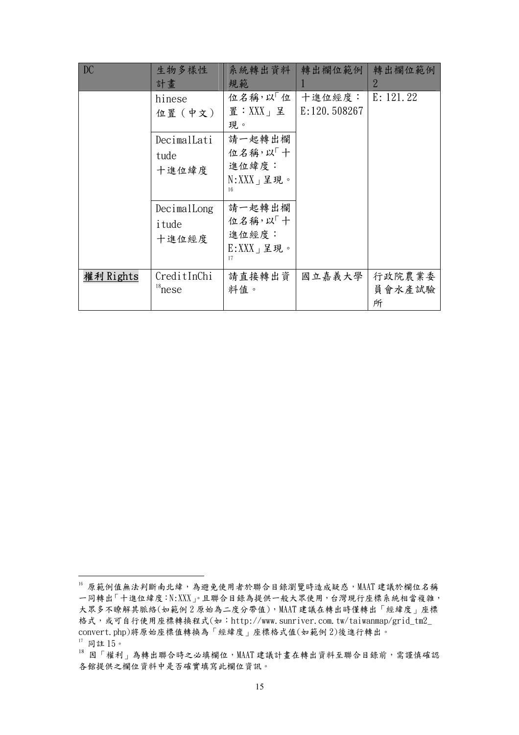| DC | 生物多樣性計畫 | 系統轉出資料規範 | 轉出欄位範例1 | 轉出欄位範例2 |
|---|---|---|---|---|
| | hinese 位置（中文） | 位名稱，以「位置：XXX」呈現。 | 十進位經度：E:120.508267 | E: 121.22 |
| | DecimalLatitude 十進位緯度 | 請一起轉出欄位名稱，以「十進位緯度：N:XXX」呈現。[16] | | |
| | DecimalLongitude 十進位經度 | 請一起轉出欄位名稱，以「十進位經度：E:XXX」呈現。[17] | | |
| 權利 Rights | CreditInChi[18]nese | 請直接轉出資料值。 | 國立嘉義大學 | 行政院農業委員會水產試驗所 |

[16] 原範例值無法判斷南北緯，為避免使用者於聯合目錄瀏覽時造成疑惑，MAAT 建議於欄位名稱一同轉出「十進位緯度：N:XXX」。且聯合目錄為提供一般大眾使用，台灣現行座標系統相當複雜，大眾多不瞭解其脈絡(如範例 2 原始為二度分帶值)，MAAT 建議在轉出時僅轉出「經緯度」座標格式，或可自行使用座標轉換程式(如：http://www.sunriver.com.tw/taiwanmap/grid_tm2_convert.php)將原始座標值轉換為「經緯度」座標格式值(如範例 2)後進行轉出。

[17] 同註 15。

[18] 因「權利」為轉出聯合時之必填欄位，MAAT 建議計畫在轉出資料至聯合目錄前，需謹慎確認各館提供之欄位資料中是否確實填寫此欄位資訊。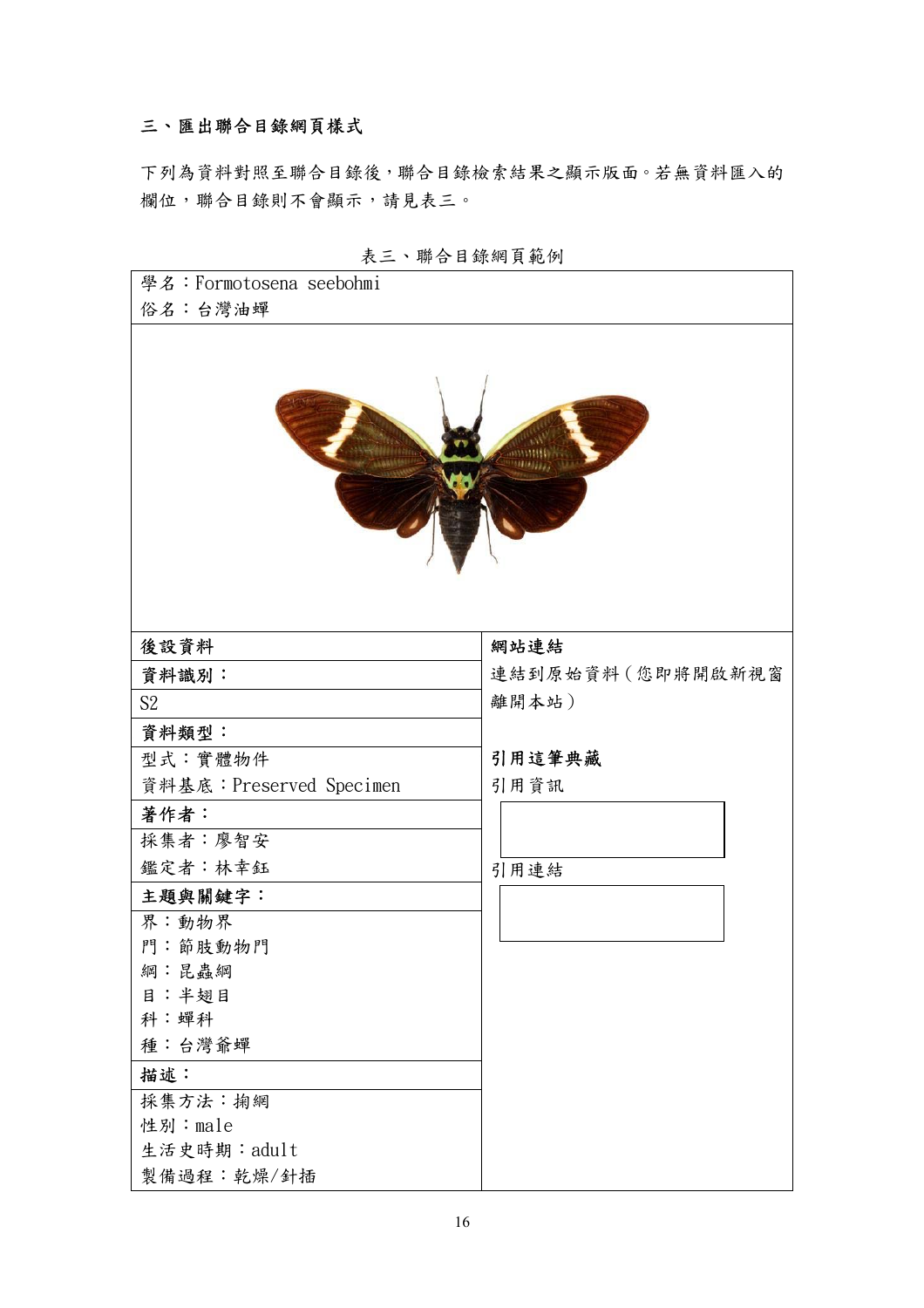### 三、匯出聯合目錄網頁樣式

下列為資料對照至聯合目錄後，聯合目錄檢索結果之顯示版面。若無資料匯入的欄位，聯合目錄則不會顯示，請見表三。

表三、聯合目錄網頁範例

| 學名：Formotosena seebohmi<br>俗名：台灣油蟬 | |
|---|---|
| | |
| **後設資料** | **網站連結** |
| **資料識別：** | 連結到原始資料（您即將開啟新視窗離開本站） |
| S2 | |
| **資料類型：** | |
| 型式：實體物件<br>資料基底：Preserved Specimen | **引用這筆典藏**<br>引用資訊 |
| **著作者：** | |
| 採集者：廖智安<br>鑑定者：林幸鈺 | 引用連結 |
| **主題與關鍵字：** | |
| 界：動物界<br>門：節肢動物門<br>綱：昆蟲綱<br>目：半翅目<br>科：蟬科<br>種：台灣爺蟬 | |
| **描述：** | |
| 採集方法：掬網<br>性別：male<br>生活史時期：adult<br>製備過程：乾燥/針插 | |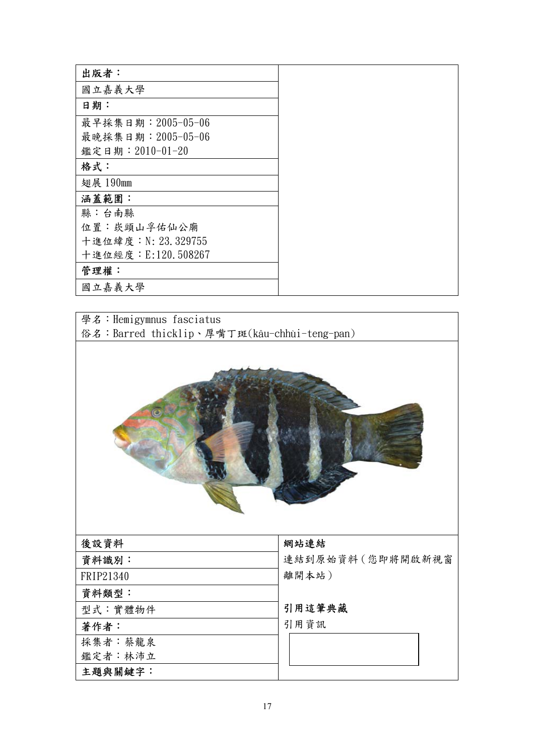| 出版者： | |
|---|---|
| 國立嘉義大學 | |
| 日期： | |
| 最早採集日期：2005-05-06<br>最晚採集日期：2005-05-06<br>鑑定日期：2010-01-20 | |
| 格式： | |
| 翅展 190mm | |
| 涵蓋範圍： | |
| 縣：台南縣<br>位置：崁頭山孚佑仙公廟<br>十進位緯度：N: 23.329755<br>十進位經度：E:120.508267 | |
| 管理權： | |
| 國立嘉義大學 | |

學名：Hemigymnus fasciatus
俗名：Barred thicklip、厚嘴丁斑(kâu-chhùi-teng-pan)

| 後設資料 | 網站連結 |
|---|---|
| 資料識別： | 連結到原始資料（您即將開啟新視窗離開本站） |
| FRIP21340 | |
| 資料類型： | |
| 型式：實體物件 | 引用這筆典藏 |
| 著作者： | 引用資訊 |
| 採集者：蔡龍泉<br>鑑定者：林沛立 | |
| 主題與關鍵字： | |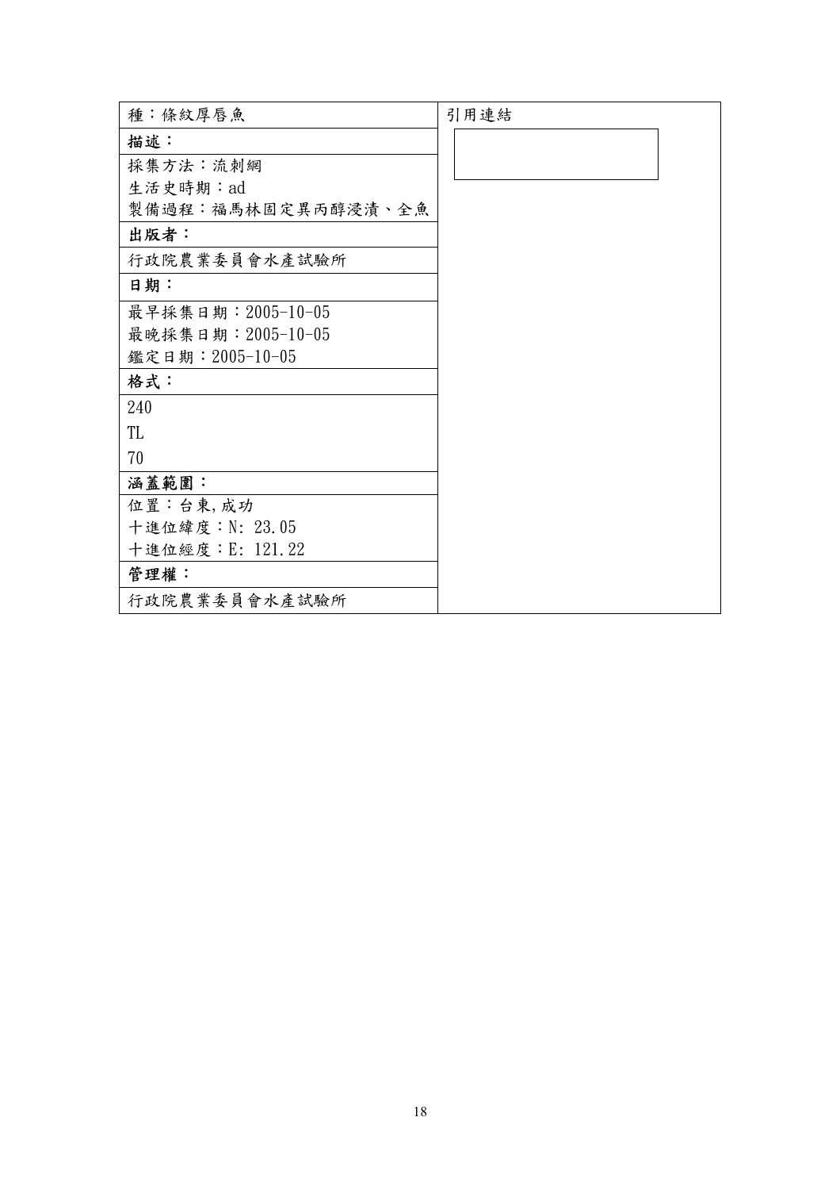| 種：條紋厚唇魚 | 引用連結 |
| --- | --- |
| **描述：** | |
| 採集方法：流刺網<br>生活史時期：ad<br>製備過程：福馬林固定異丙醇浸漬、全魚 | |
| **出版者：** | |
| 行政院農業委員會水產試驗所 | |
| **日期：** | |
| 最早採集日期：2005-10-05<br>最晚採集日期：2005-10-05<br>鑑定日期：2005-10-05 | |
| **格式：** | |
| 240<br>TL<br>70 | |
| **涵蓋範圍：** | |
| 位置：台東,成功<br>十進位緯度：N: 23.05<br>十進位經度：E: 121.22 | |
| **管理權：** | |
| 行政院農業委員會水產試驗所 | |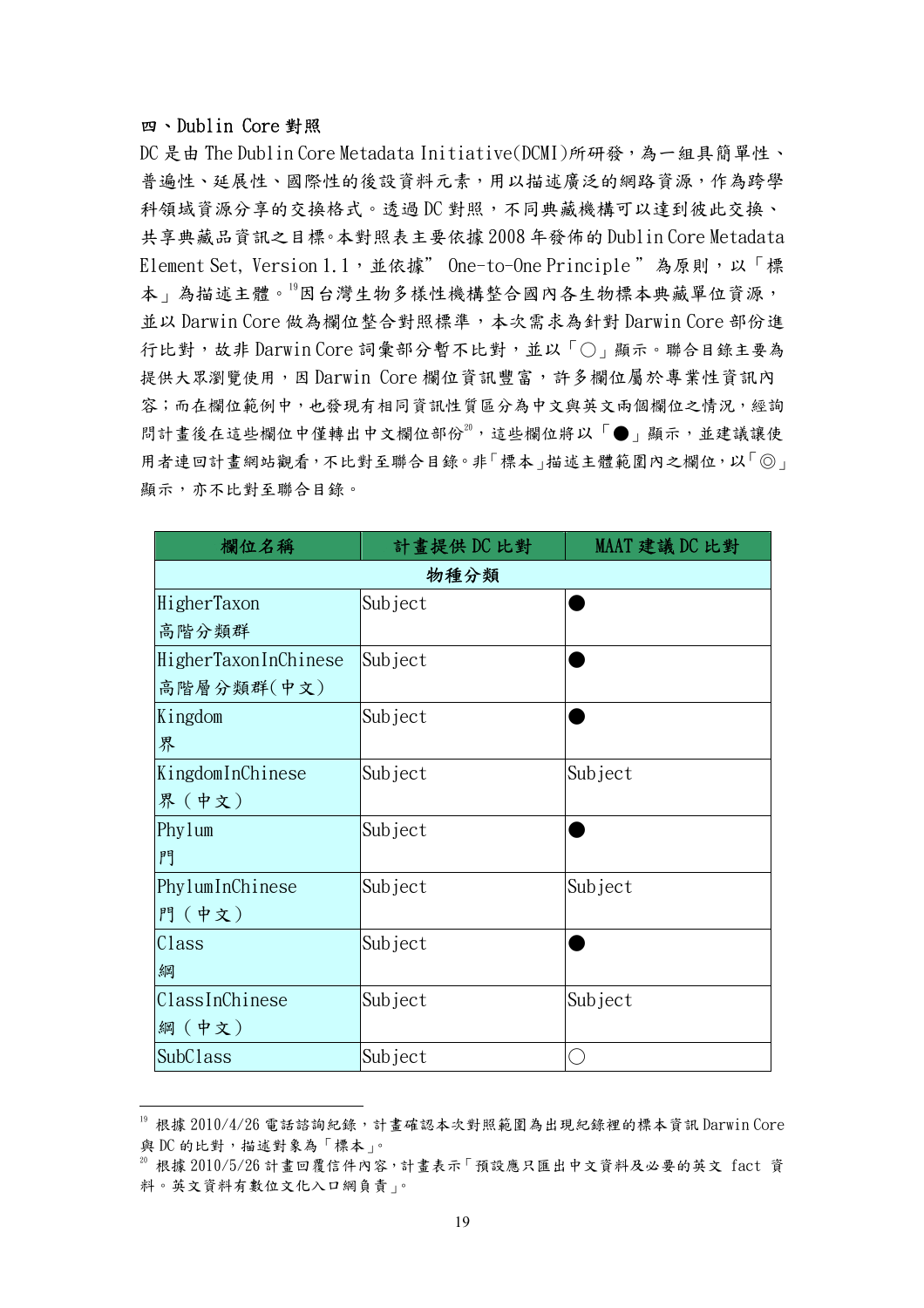## 四、Dublin Core 對照

DC 是由 The Dublin Core Metadata Initiative(DCMI)所研發，為一組具簡單性、普遍性、延展性、國際性的後設資料元素，用以描述廣泛的網路資源，作為跨學科領域資源分享的交換格式。透過 DC 對照，不同典藏機構可以達到彼此交換、共享典藏品資訊之目標。本對照表主要依據 2008 年發佈的 Dublin Core Metadata Element Set, Version 1.1，並依據” One-to-One Principle ” 為原則，以「標本」為描述主體。[19]因台灣生物多樣性機構整合國內各生物標本典藏單位資源，並以 Darwin Core 做為欄位整合對照標準，本次需求為針對 Darwin Core 部份進行比對，故非 Darwin Core 詞彙部分暫不比對，並以「○」顯示。聯合目錄主要為提供大眾瀏覽使用，因 Darwin Core 欄位資訊豐富，許多欄位屬於專業性資訊內容；而在欄位範例中，也發現有相同資訊性質區分為中文與英文兩個欄位之情況，經詢問計畫後在這些欄位中僅轉出中文欄位部份[20]，這些欄位將以「●」顯示，並建議讓使用者連回計畫網站觀看，不比對至聯合目錄。非「標本」描述主體範圍內之欄位，以「◎」顯示，亦不比對至聯合目錄。

| 欄位名稱 | 計畫提供 DC 比對 | MAAT 建議 DC 比對 |
|---|---|---|
| 物種分類 | | |
| HigherTaxon<br>高階分類群 | Subject | ● |
| HigherTaxonInChinese<br>高階層分類群(中文) | Subject | ● |
| Kingdom<br>界 | Subject | ● |
| KingdomInChinese<br>界（中文） | Subject | Subject |
| Phylum<br>門 | Subject | ● |
| PhylumInChinese<br>門（中文） | Subject | Subject |
| Class<br>綱 | Subject | ● |
| ClassInChinese<br>綱（中文） | Subject | Subject |
| SubClass | Subject | ○ |

[19] 根據 2010/4/26 電話諮詢紀錄，計畫確認本次對照範圍為出現紀錄裡的標本資訊 Darwin Core 與 DC 的比對，描述對象為「標本」。

[20] 根據 2010/5/26 計畫回覆信件內容，計畫表示「預設應只匯出中文資料及必要的英文 fact 資料。英文資料有數位文化入口網負責」。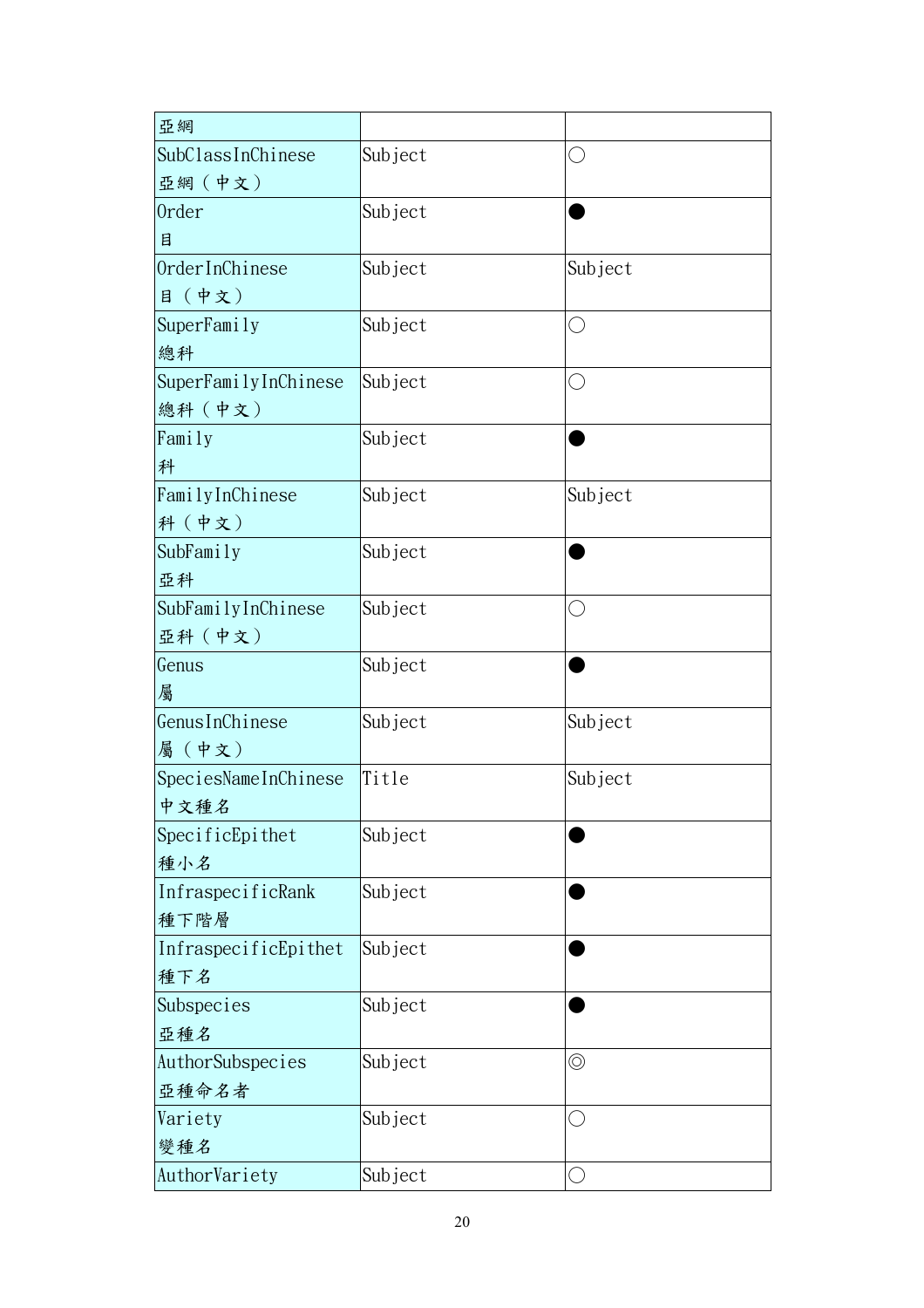| 亞綱 | | |
|---|---|---|
| SubClassInChinese<br>亞綱（中文） | Subject | ○ |
| Order<br>目 | Subject | ● |
| OrderInChinese<br>目（中文） | Subject | Subject |
| SuperFamily<br>總科 | Subject | ○ |
| SuperFamilyInChinese<br>總科（中文） | Subject | ○ |
| Family<br>科 | Subject | ● |
| FamilyInChinese<br>科（中文） | Subject | Subject |
| SubFamily<br>亞科 | Subject | ● |
| SubFamilyInChinese<br>亞科（中文） | Subject | ○ |
| Genus<br>屬 | Subject | ● |
| GenusInChinese<br>屬（中文） | Subject | Subject |
| SpeciesNameInChinese<br>中文種名 | Title | Subject |
| SpecificEpithet<br>種小名 | Subject | ● |
| InfraspecificRank<br>種下階層 | Subject | ● |
| InfraspecificEpithet<br>種下名 | Subject | ● |
| Subspecies<br>亞種名 | Subject | ● |
| AuthorSubspecies<br>亞種命名者 | Subject | ◎ |
| Variety<br>變種名 | Subject | ○ |
| AuthorVariety | Subject | ○ |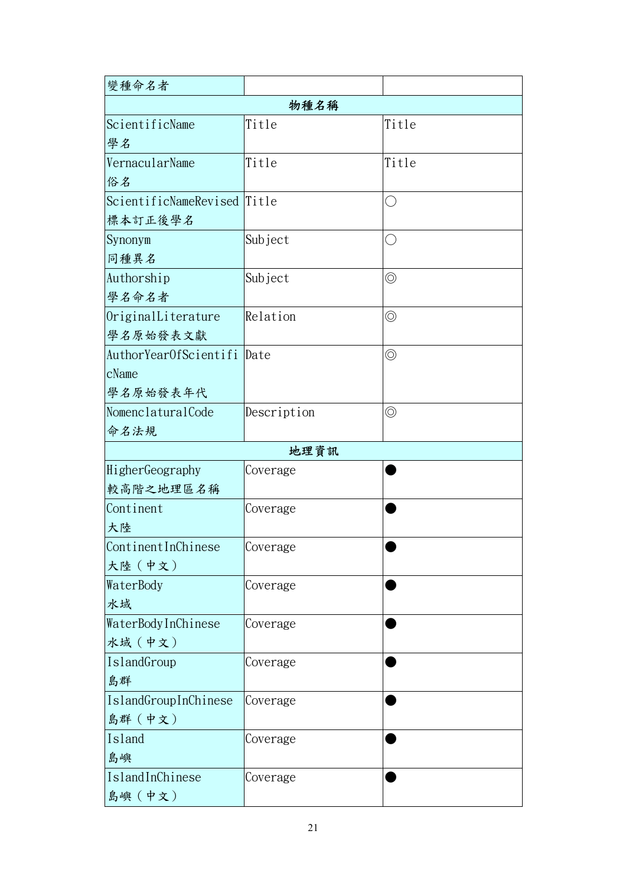| 變種命名者 | | |
|---|---|---|
| 物種名稱 | | |
| ScientificName<br>學名 | Title | Title |
| VernacularName<br>俗名 | Title | Title |
| ScientificNameRevised<br>標本訂正後學名 | Title | ○ |
| Synonym<br>同種異名 | Subject | ○ |
| Authorship<br>學名命名者 | Subject | ◎ |
| OriginalLiterature<br>學名原始發表文獻 | Relation | ◎ |
| AuthorYearOfScientificName<br>學名原始發表年代 | Date | ◎ |
| NomenclaturalCode<br>命名法規 | Description | ◎ |
| 地理資訊 | | |
| HigherGeography<br>較高階之地理區名稱 | Coverage | ● |
| Continent<br>大陸 | Coverage | ● |
| ContinentInChinese<br>大陸（中文） | Coverage | ● |
| WaterBody<br>水域 | Coverage | ● |
| WaterBodyInChinese<br>水域（中文） | Coverage | ● |
| IslandGroup<br>島群 | Coverage | ● |
| IslandGroupInChinese<br>島群（中文） | Coverage | ● |
| Island<br>島嶼 | Coverage | ● |
| IslandInChinese<br>島嶼（中文） | Coverage | ● |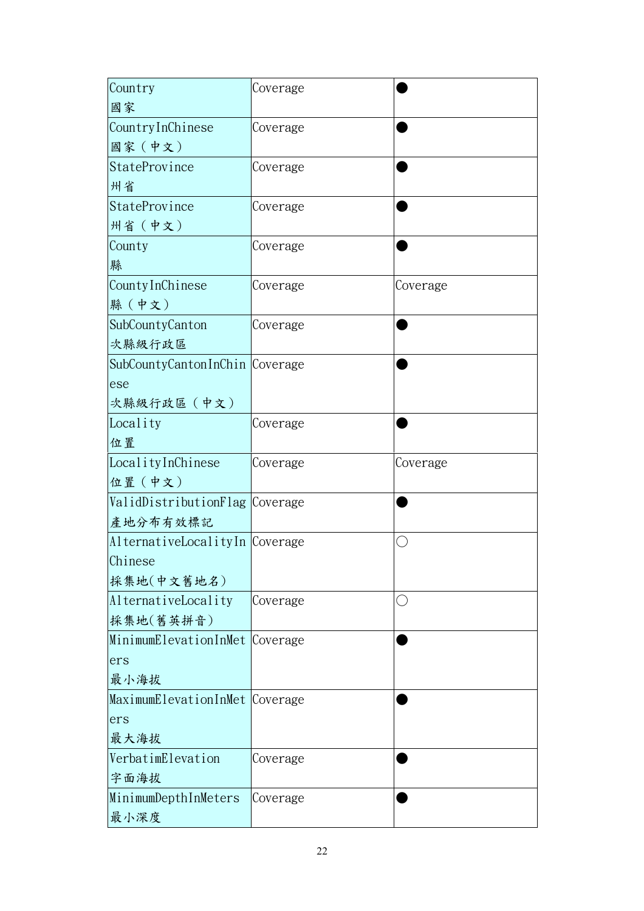| Country<br>國家 | Coverage | ● |
|---|---|---|
| CountryInChinese<br>國家（中文） | Coverage | ● |
| StateProvince<br>州省 | Coverage | ● |
| StateProvince<br>州省（中文） | Coverage | ● |
| County<br>縣 | Coverage | ● |
| CountyInChinese<br>縣（中文） | Coverage | Coverage |
| SubCountyCanton<br>次縣級行政區 | Coverage | ● |
| SubCountyCantonInChinese<br>次縣級行政區（中文） | Coverage | ● |
| Locality<br>位置 | Coverage | ● |
| LocalityInChinese<br>位置（中文） | Coverage | Coverage |
| ValidDistributionFlag<br>產地分布有效標記 | Coverage | ● |
| AlternativeLocalityInChinese<br>採集地(中文舊地名) | Coverage | ○ |
| AlternativeLocality<br>採集地(舊英拼音) | Coverage | ○ |
| MinimumElevationInMeters<br>最小海拔 | Coverage | ● |
| MaximumElevationInMeters<br>最大海拔 | Coverage | ● |
| VerbatimElevation<br>字面海拔 | Coverage | ● |
| MinimumDepthInMeters<br>最小深度 | Coverage | ● |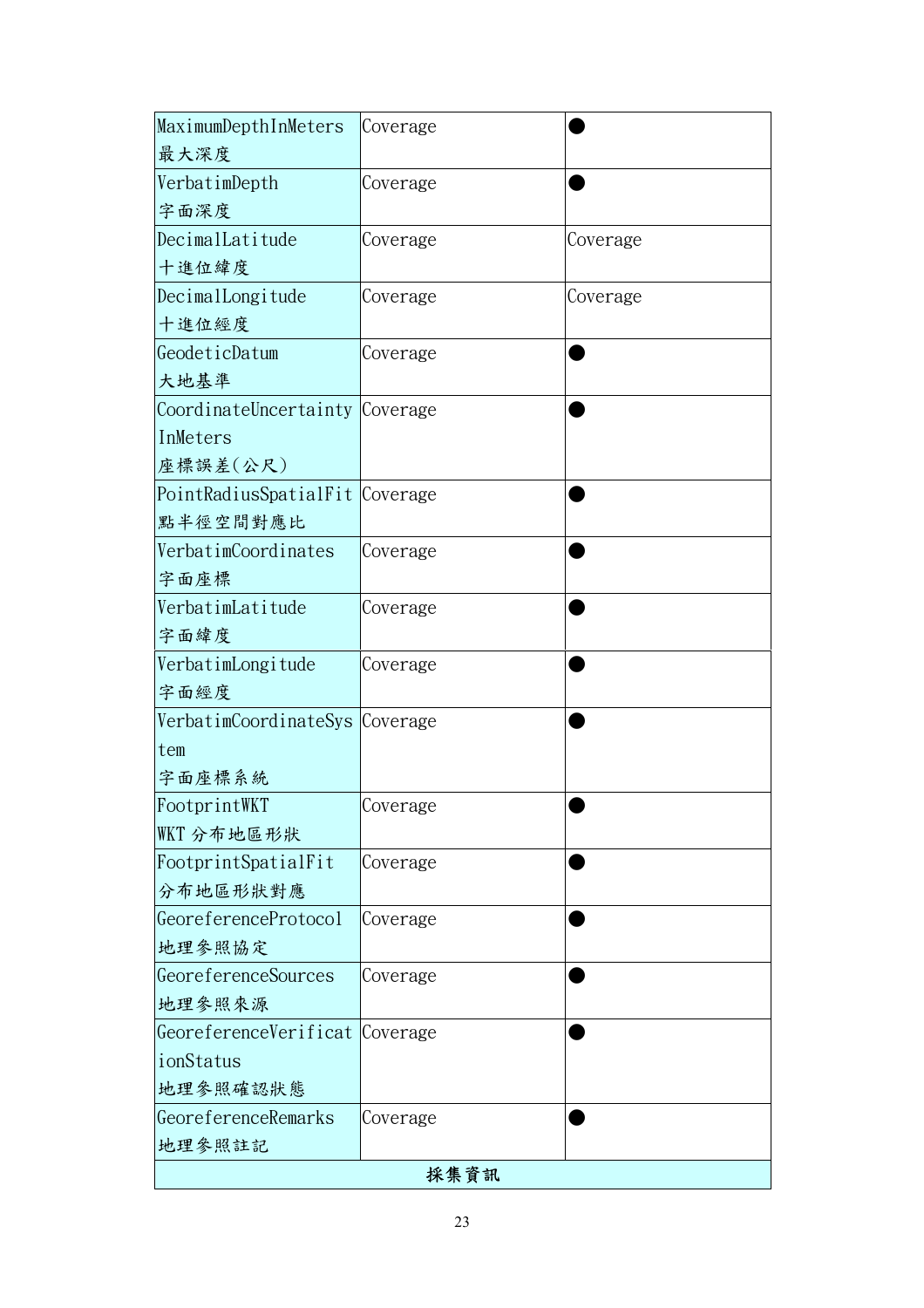| | | |
|---|---|---|
| MaximumDepthInMeters 最大深度 | Coverage | ● |
| VerbatimDepth 字面深度 | Coverage | ● |
| DecimalLatitude 十進位緯度 | Coverage | Coverage |
| DecimalLongitude 十進位經度 | Coverage | Coverage |
| GeodeticDatum 大地基準 | Coverage | ● |
| CoordinateUncertaintyInMeters 座標誤差(公尺) | Coverage | ● |
| PointRadiusSpatialFit 點半徑空間對應比 | Coverage | ● |
| VerbatimCoordinates 字面座標 | Coverage | ● |
| VerbatimLatitude 字面緯度 | Coverage | ● |
| VerbatimLongitude 字面經度 | Coverage | ● |
| VerbatimCoordinateSystem 字面座標系統 | Coverage | ● |
| FootprintWKT WKT 分布地區形狀 | Coverage | ● |
| FootprintSpatialFit 分布地區形狀對應 | Coverage | ● |
| GeoreferenceProtocol 地理參照協定 | Coverage | ● |
| GeoreferenceSources 地理參照來源 | Coverage | ● |
| GeoreferenceVerificationStatus 地理參照確認狀態 | Coverage | ● |
| GeoreferenceRemarks 地理參照註記 | Coverage | ● |
| **採集資訊** | | |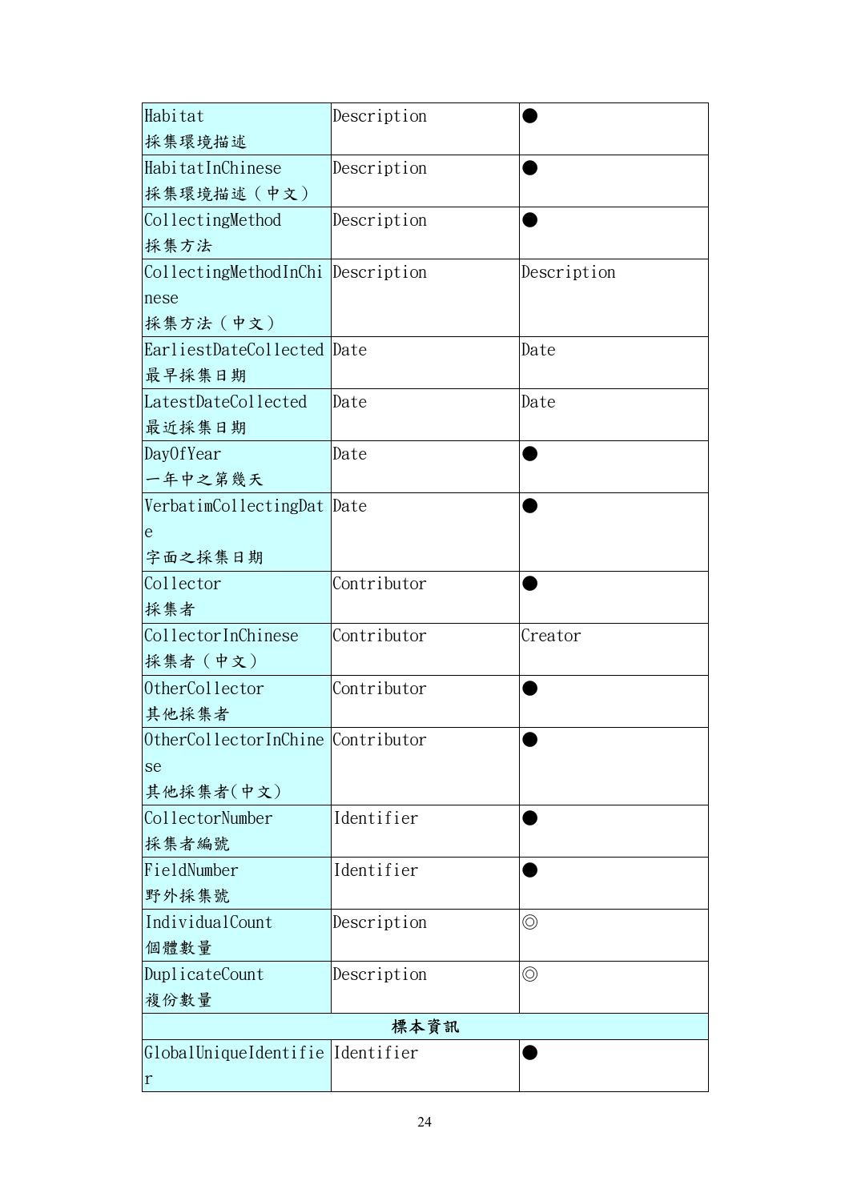| | | |
|---|---|---|
| Habitat<br>採集環境描述 | Description | ● |
| HabitatInChinese<br>採集環境描述（中文） | Description | ● |
| CollectingMethod<br>採集方法 | Description | ● |
| CollectingMethodInChinese<br>採集方法（中文） | Description | Description |
| EarliestDateCollected<br>最早採集日期 | Date | Date |
| LatestDateCollected<br>最近採集日期 | Date | Date |
| DayOfYear<br>一年中之第幾天 | Date | ● |
| VerbatimCollectingDate<br>字面之採集日期 | Date | ● |
| Collector<br>採集者 | Contributor | ● |
| CollectorInChinese<br>採集者（中文） | Contributor | Creator |
| OtherCollector<br>其他採集者 | Contributor | ● |
| OtherCollectorInChinese<br>其他採集者(中文) | Contributor | ● |
| CollectorNumber<br>採集者編號 | Identifier | ● |
| FieldNumber<br>野外採集號 | Identifier | ● |
| IndividualCount<br>個體數量 | Description | ◎ |
| DuplicateCount<br>複份數量 | Description | ◎ |
| **標本資訊** | | |
| GlobalUniqueIdentifier | Identifier | ● |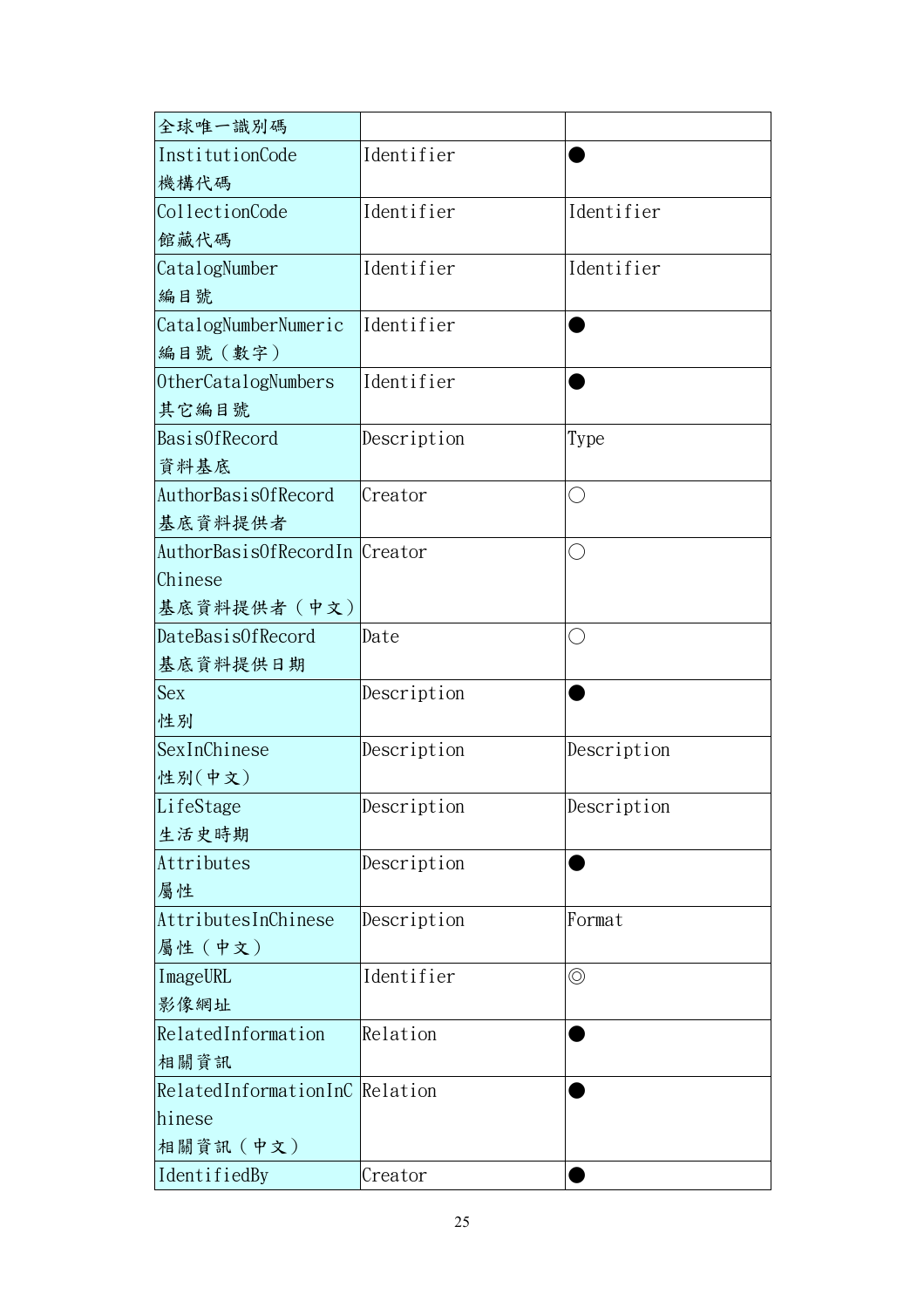| 全球唯一識別碼 | | |
|---|---|---|
| InstitutionCode 機構代碼 | Identifier | ● |
| CollectionCode 館藏代碼 | Identifier | Identifier |
| CatalogNumber 編目號 | Identifier | Identifier |
| CatalogNumberNumeric 編目號（數字） | Identifier | ● |
| OtherCatalogNumbers 其它編目號 | Identifier | ● |
| BasisOfRecord 資料基底 | Description | Type |
| AuthorBasisOfRecord 基底資料提供者 | Creator | ○ |
| AuthorBasisOfRecordInChinese 基底資料提供者（中文） | Creator | ○ |
| DateBasisOfRecord 基底資料提供日期 | Date | ○ |
| Sex 性別 | Description | ● |
| SexInChinese 性別(中文) | Description | Description |
| LifeStage 生活史時期 | Description | Description |
| Attributes 屬性 | Description | ● |
| AttributesInChinese 屬性（中文） | Description | Format |
| ImageURL 影像網址 | Identifier | ◎ |
| RelatedInformation 相關資訊 | Relation | ● |
| RelatedInformationInChinese 相關資訊（中文） | Relation | ● |
| IdentifiedBy | Creator | ● |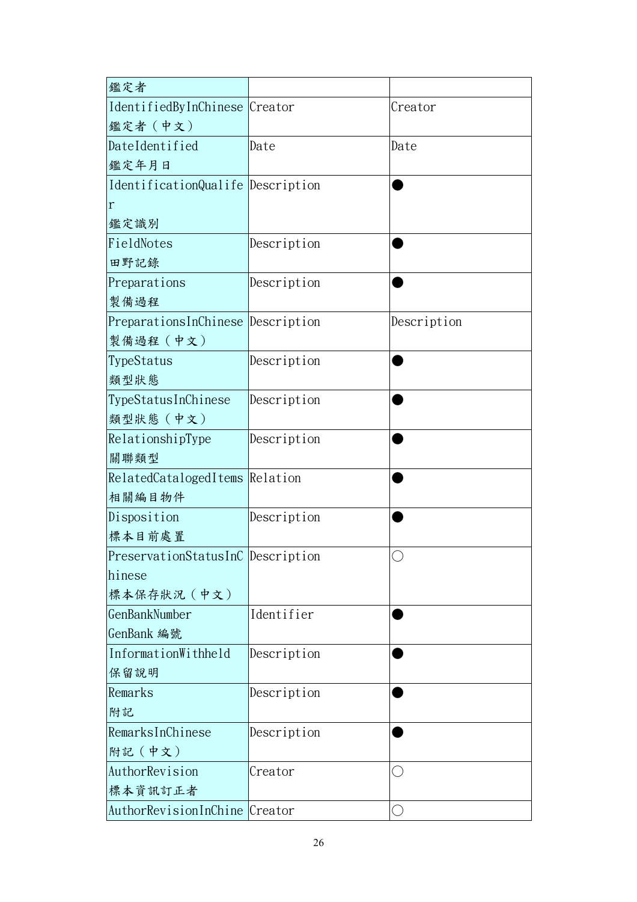| 鑑定者 | | |
|---|---|---|
| IdentifiedByInChinese 鑑定者（中文） | Creator | Creator |
| DateIdentified 鑑定年月日 | Date | Date |
| IdentificationQualifer 鑑定識別 | Description | ● |
| FieldNotes 田野記錄 | Description | ● |
| Preparations 製備過程 | Description | ● |
| PreparationsInChinese 製備過程（中文） | Description | Description |
| TypeStatus 類型狀態 | Description | ● |
| TypeStatusInChinese 類型狀態（中文） | Description | ● |
| RelationshipType 關聯類型 | Description | ● |
| RelatedCatalogedItems 相關編目物件 | Relation | ● |
| Disposition 標本目前處置 | Description | ● |
| PreservationStatusInChinese 標本保存狀況（中文） | Description | ○ |
| GenBankNumber GenBank 編號 | Identifier | ● |
| InformationWithheld 保留說明 | Description | ● |
| Remarks 附記 | Description | ● |
| RemarksInChinese 附記（中文） | Description | ● |
| AuthorRevision 標本資訊訂正者 | Creator | ○ |
| AuthorRevisionInChine | Creator | ○ |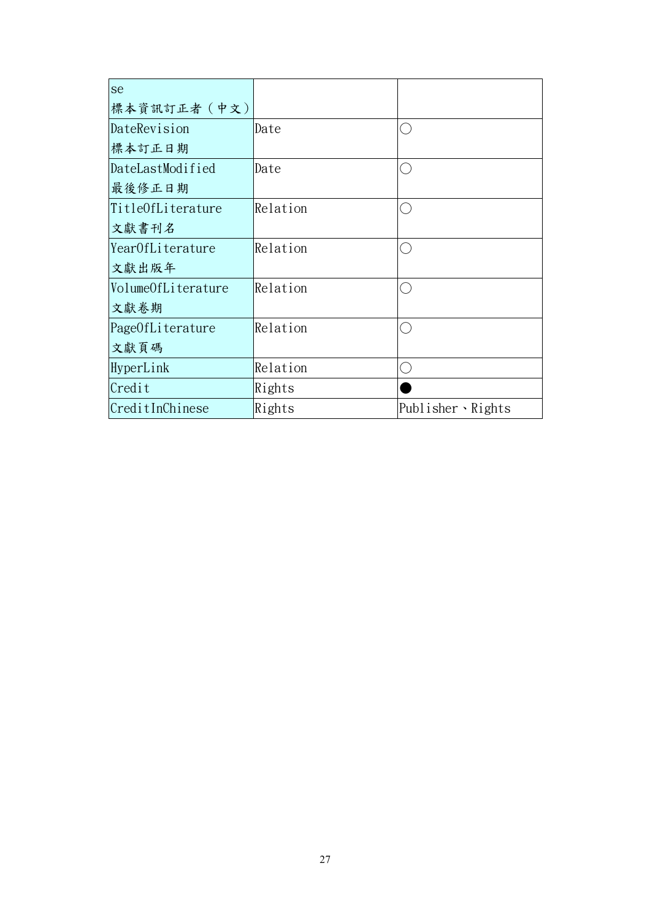| se<br>標本資訊訂正者（中文） | | |
|---|---|---|
| DateRevision<br>標本訂正日期 | Date | ○ |
| DateLastModified<br>最後修正日期 | Date | ○ |
| TitleOfLiterature<br>文獻書刊名 | Relation | ○ |
| YearOfLiterature<br>文獻出版年 | Relation | ○ |
| VolumeOfLiterature<br>文獻卷期 | Relation | ○ |
| PageOfLiterature<br>文獻頁碼 | Relation | ○ |
| HyperLink | Relation | ○ |
| Credit | Rights | ● |
| CreditInChinese | Rights | Publisher、Rights |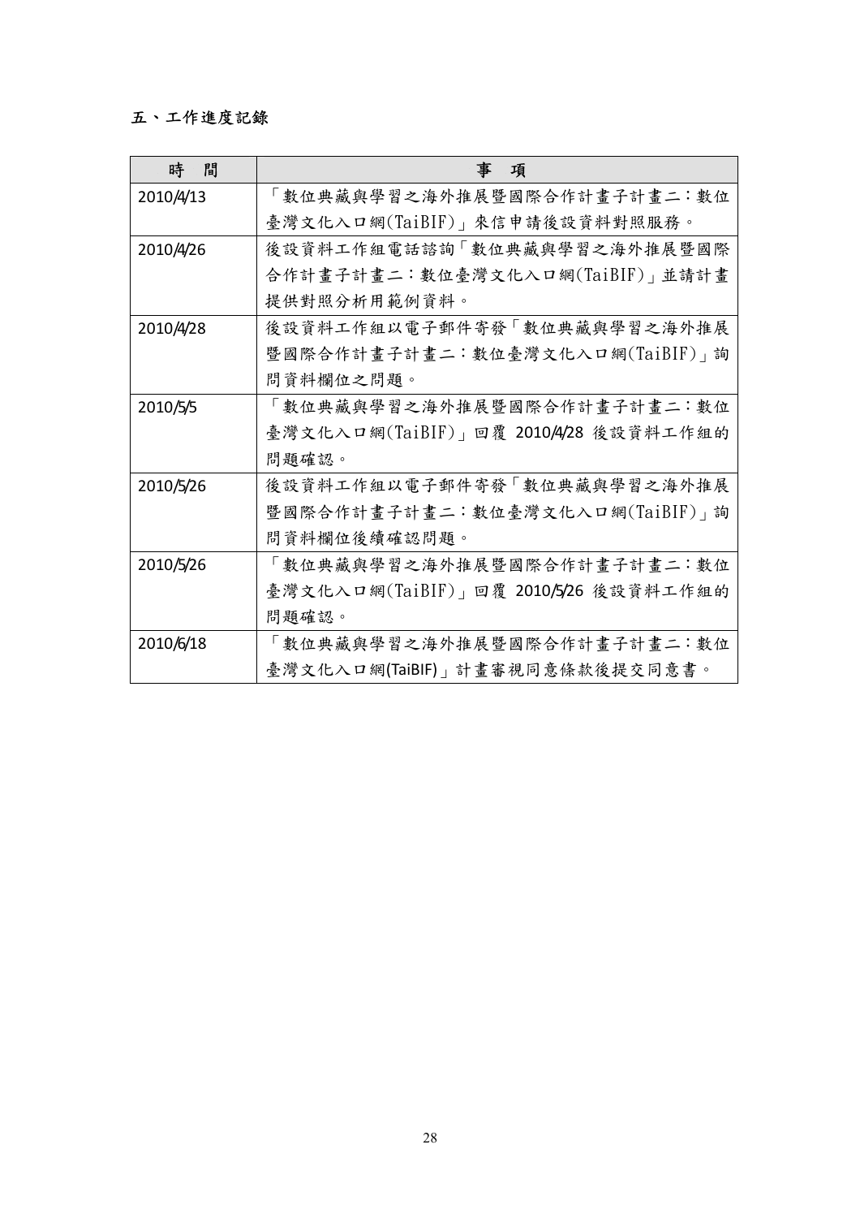## 五、工作進度記錄

| 時　間 | 事　項 |
| --- | --- |
| 2010/4/13 | 「數位典藏與學習之海外推展暨國際合作計畫子計畫二：數位臺灣文化入口網(TaiBIF)」來信申請後設資料對照服務。 |
| 2010/4/26 | 後設資料工作組電話諮詢「數位典藏與學習之海外推展暨國際合作計畫子計畫二：數位臺灣文化入口網(TaiBIF)」並請計畫提供對照分析用範例資料。 |
| 2010/4/28 | 後設資料工作組以電子郵件寄發「數位典藏與學習之海外推展暨國際合作計畫子計畫二：數位臺灣文化入口網(TaiBIF)」詢問資料欄位之問題。 |
| 2010/5/5 | 「數位典藏與學習之海外推展暨國際合作計畫子計畫二：數位臺灣文化入口網(TaiBIF)」回覆 2010/4/28 後設資料工作組的問題確認。 |
| 2010/5/26 | 後設資料工作組以電子郵件寄發「數位典藏與學習之海外推展暨國際合作計畫子計畫二：數位臺灣文化入口網(TaiBIF)」詢問資料欄位後續確認問題。 |
| 2010/5/26 | 「數位典藏與學習之海外推展暨國際合作計畫子計畫二：數位臺灣文化入口網(TaiBIF)」回覆 2010/5/26 後設資料工作組的問題確認。 |
| 2010/6/18 | 「數位典藏與學習之海外推展暨國際合作計畫子計畫二：數位臺灣文化入口網(TaiBIF)」計畫審視同意條款後提交同意書。 |